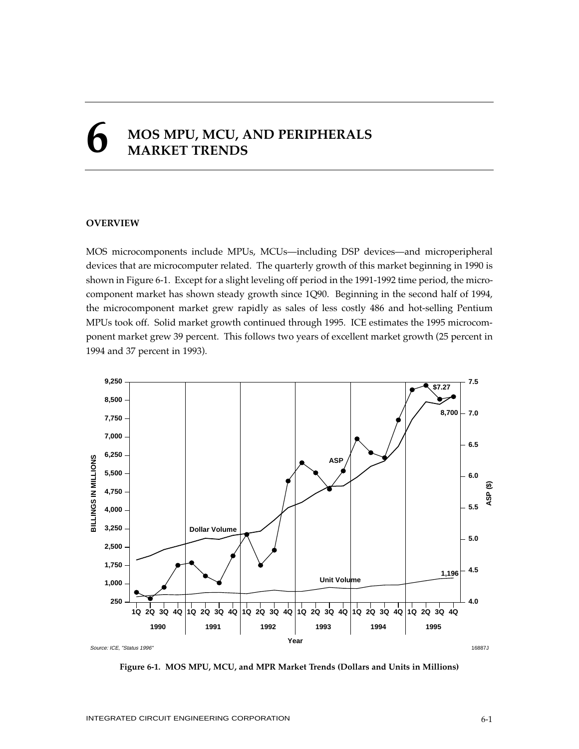#### 6 MOS MPU, MCU, AND PERIPHERALS MARKET TRENDS

## OVERVIEW

MOS microcomponents include MPUs, MCUs—including DSP devices—and microperipheral devices that are microcomputer related. The quarterly growth of this market beginning in 1990 is shown in Figure 6-1. Except for a slight leveling off period in the 1991-1992 time period, the microcomponent market has shown steady growth since 1Q90. Beginning in the second half of 1994, the microcomponent market grew rapidly as sales of less costly 486 and hot-selling Pentium MPUs took off. Solid market growth continued through 1995. ICE estimates the 1995 microcomponent market grew 39 percent. This follows two years of excellent market growth (25 percent in 1994 and 37 percent in 1993).

Figure 6-1. MOS MPU, MCU, and MPR Market Trends (Dollars and Units in Millions)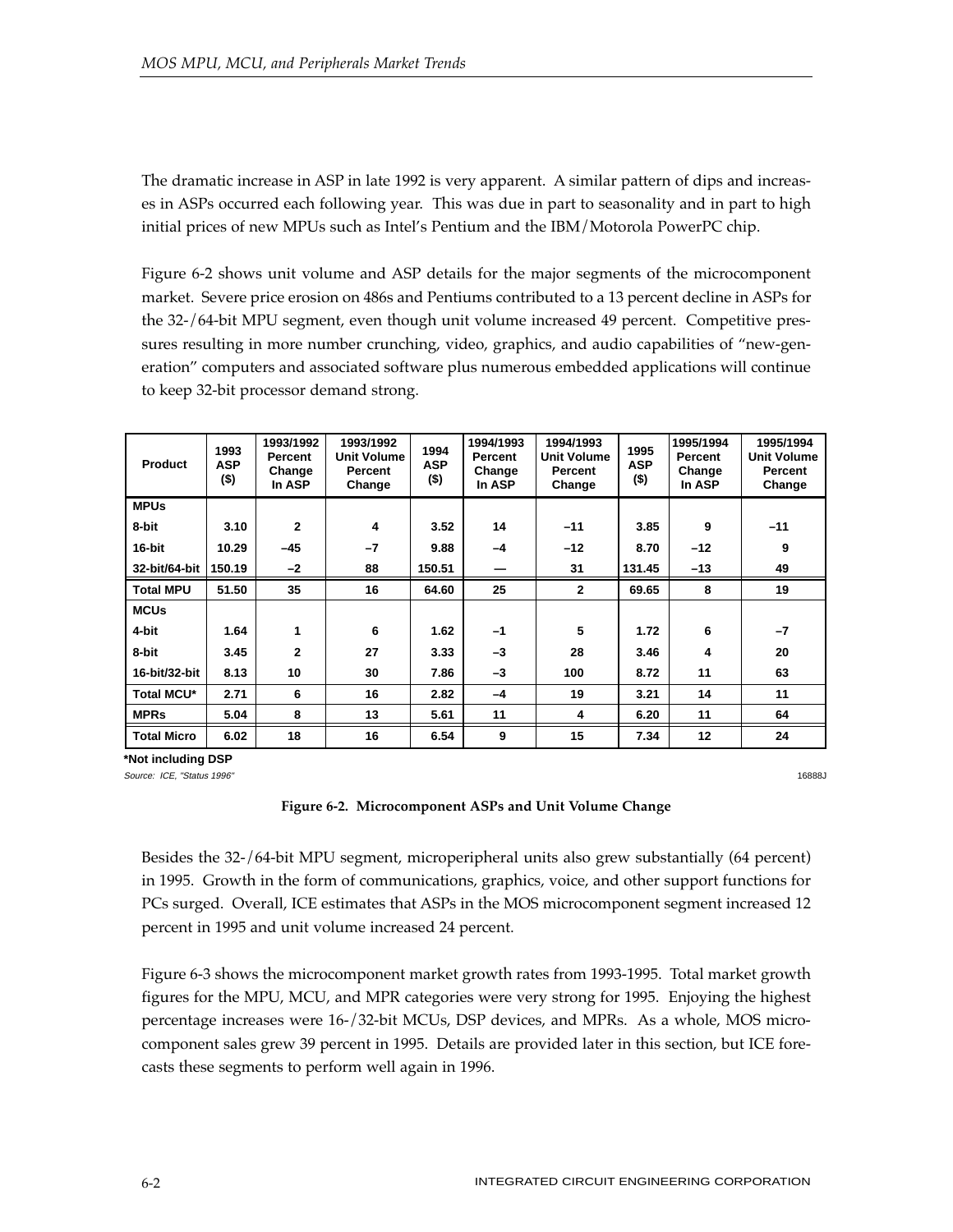The dramatic increase in ASP in late 1992 is very apparent. A similar pattern of dips and increases in ASPs occurred each following year. This was due in part to seasonality and in part to high initial prices of new MPUs such as Intel's Pentium and the IBM/Motorola PowerPC chip.

Figure 6-2 shows unit volume and ASP details for the major segments of the microcomponent market. Severe price erosion on 486s and Pentiums contributed to a 13 percent decline in ASPs for the 32-/64-bit MPU segment, even though unit volume increased 49 percent. Competitive pressures resulting in more number crunching, video, graphics, and audio capabilities of "new-generation" computers and associated software plus numerous embedded applications will continue to keep 32-bit processor demand strong.

| Product | 1993 ASP ($) | 1993/1992 Percent Change In ASP | 1993/1992 Unit Volume Percent Change | 1994 ASP ($) | 1994/1993 Percent Change In ASP | 1994/1993 Unit Volume Percent Change | 1995 ASP ($) | 1995/1994 Percent Change In ASP | 1995/1994 Unit Volume Percent Change |
|---|---|---|---|---|---|---|---|---|---|
| **MPUs** | | | | | | | | | |
| 8-bit | 3.10 | 2 | 4 | 3.52 | 14 | –11 | 3.85 | 9 | –11 |
| 16-bit | 10.29 | –45 | –7 | 9.88 | –4 | –12 | 8.70 | –12 | 9 |
| 32-bit/64-bit | 150.19 | –2 | 88 | 150.51 | — | 31 | 131.45 | –13 | 49 |
| **Total MPU** | 51.50 | 35 | 16 | 64.60 | 25 | 2 | 69.65 | 8 | 19 |
| **MCUs** | | | | | | | | | |
| 4-bit | 1.64 | 1 | 6 | 1.62 | –1 | 5 | 1.72 | 6 | –7 |
| 8-bit | 3.45 | 2 | 27 | 3.33 | –3 | 28 | 3.46 | 4 | 20 |
| 16-bit/32-bit | 8.13 | 10 | 30 | 7.86 | –3 | 100 | 8.72 | 11 | 63 |
| **Total MCU*** | 2.71 | 6 | 16 | 2.82 | –4 | 19 | 3.21 | 14 | 11 |
| **MPRs** | 5.04 | 8 | 13 | 5.61 | 11 | 4 | 6.20 | 11 | 64 |
| **Total Micro** | 6.02 | 18 | 16 | 6.54 | 9 | 15 | 7.34 | 12 | 24 |

**\*Not including DSP**

*Source: ICE, "Status 1996"*

16888J

**Figure 6-2. Microcomponent ASPs and Unit Volume Change**

Besides the 32-/64-bit MPU segment, microperipheral units also grew substantially (64 percent) in 1995. Growth in the form of communications, graphics, voice, and other support functions for PCs surged. Overall, ICE estimates that ASPs in the MOS microcomponent segment increased 12 percent in 1995 and unit volume increased 24 percent.

Figure 6-3 shows the microcomponent market growth rates from 1993-1995. Total market growth figures for the MPU, MCU, and MPR categories were very strong for 1995. Enjoying the highest percentage increases were 16-/32-bit MCUs, DSP devices, and MPRs. As a whole, MOS microcomponent sales grew 39 percent in 1995. Details are provided later in this section, but ICE forecasts these segments to perform well again in 1996.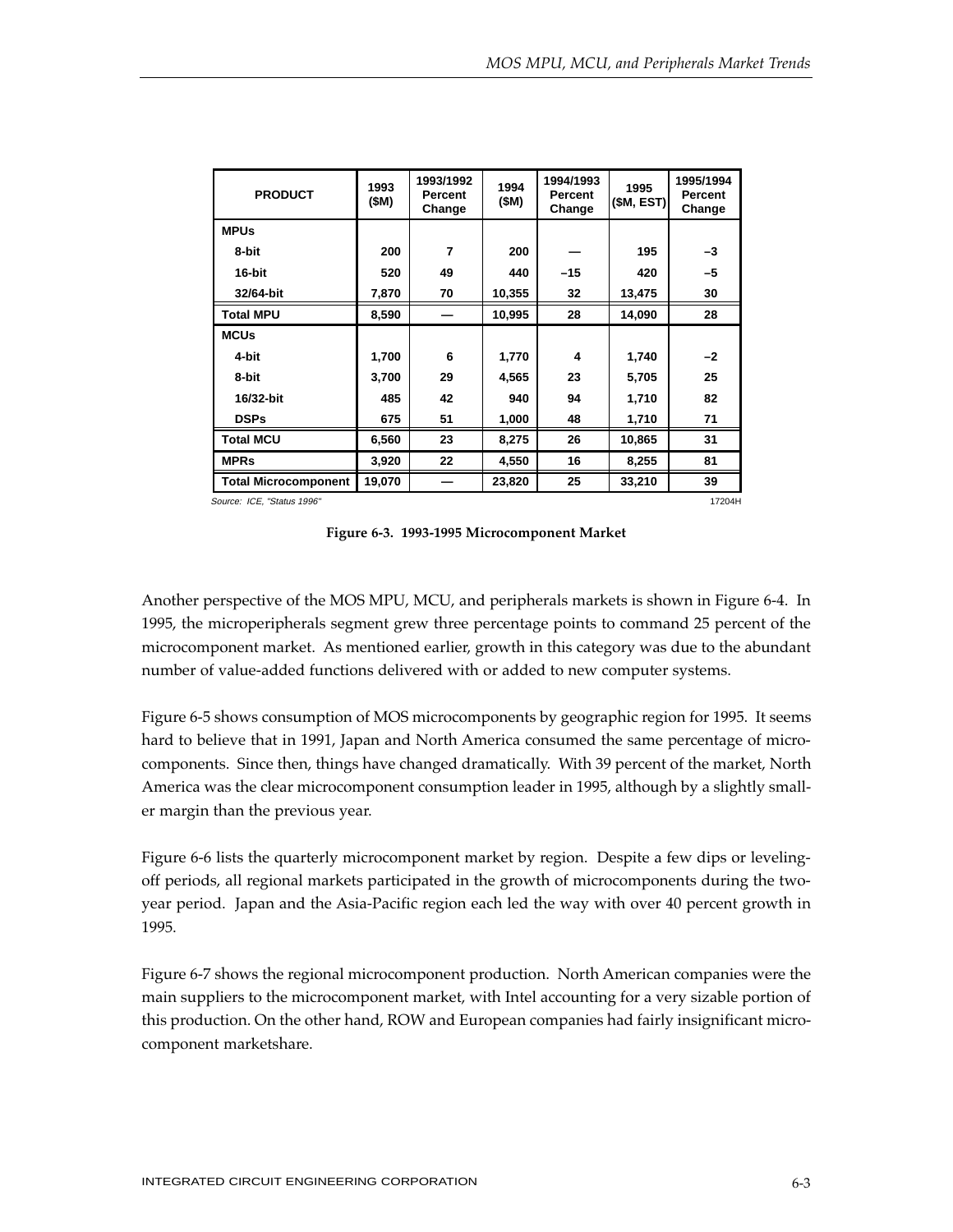| PRODUCT | 1993 ($M) | 1993/1992 Percent Change | 1994 ($M) | 1994/1993 Percent Change | 1995 ($M, EST) | 1995/1994 Percent Change |
|---|---|---|---|---|---|---|
| **MPUs** | | | | | | |
| 8-bit | 200 | 7 | 200 | — | 195 | –3 |
| 16-bit | 520 | 49 | 440 | –15 | 420 | –5 |
| 32/64-bit | 7,870 | 70 | 10,355 | 32 | 13,475 | 30 |
| **Total MPU** | 8,590 | — | 10,995 | 28 | 14,090 | 28 |
| **MCUs** | | | | | | |
| 4-bit | 1,700 | 6 | 1,770 | 4 | 1,740 | –2 |
| 8-bit | 3,700 | 29 | 4,565 | 23 | 5,705 | 25 |
| 16/32-bit | 485 | 42 | 940 | 94 | 1,710 | 82 |
| DSPs | 675 | 51 | 1,000 | 48 | 1,710 | 71 |
| **Total MCU** | 6,560 | 23 | 8,275 | 26 | 10,865 | 31 |
| **MPRs** | 3,920 | 22 | 4,550 | 16 | 8,255 | 81 |
| **Total Microcomponent** | 19,070 | — | 23,820 | 25 | 33,210 | 39 |

Source: ICE, "Status 1996" 17204H

**Figure 6-3. 1993-1995 Microcomponent Market**

Another perspective of the MOS MPU, MCU, and peripherals markets is shown in Figure 6-4. In 1995, the microperipherals segment grew three percentage points to command 25 percent of the microcomponent market. As mentioned earlier, growth in this category was due to the abundant number of value-added functions delivered with or added to new computer systems.

Figure 6-5 shows consumption of MOS microcomponents by geographic region for 1995. It seems hard to believe that in 1991, Japan and North America consumed the same percentage of microcomponents. Since then, things have changed dramatically. With 39 percent of the market, North America was the clear microcomponent consumption leader in 1995, although by a slightly smaller margin than the previous year.

Figure 6-6 lists the quarterly microcomponent market by region. Despite a few dips or leveling-off periods, all regional markets participated in the growth of microcomponents during the two-year period. Japan and the Asia-Pacific region each led the way with over 40 percent growth in 1995.

Figure 6-7 shows the regional microcomponent production. North American companies were the main suppliers to the microcomponent market, with Intel accounting for a very sizable portion of this production. On the other hand, ROW and European companies had fairly insignificant microcomponent marketshare.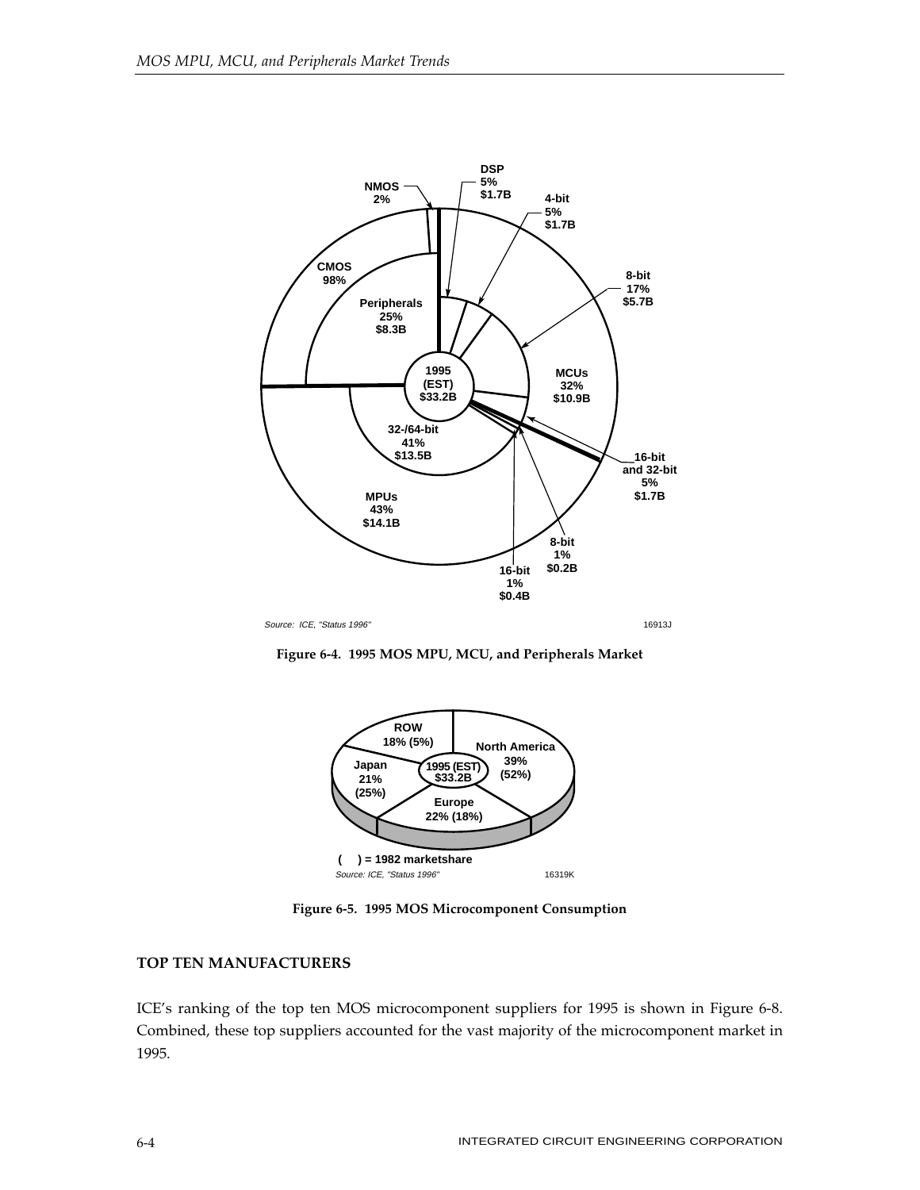Source: ICE, "Status 1996"

16913J

**Figure 6-4. 1995 MOS MPU, MCU, and Peripherals Market**

( ) = 1982 marketshare

Source: ICE, "Status 1996"

16319K

**Figure 6-5. 1995 MOS Microcomponent Consumption**

## TOP TEN MANUFACTURERS

ICE's ranking of the top ten MOS microcomponent suppliers for 1995 is shown in Figure 6-8. Combined, these top suppliers accounted for the vast majority of the microcomponent market in 1995.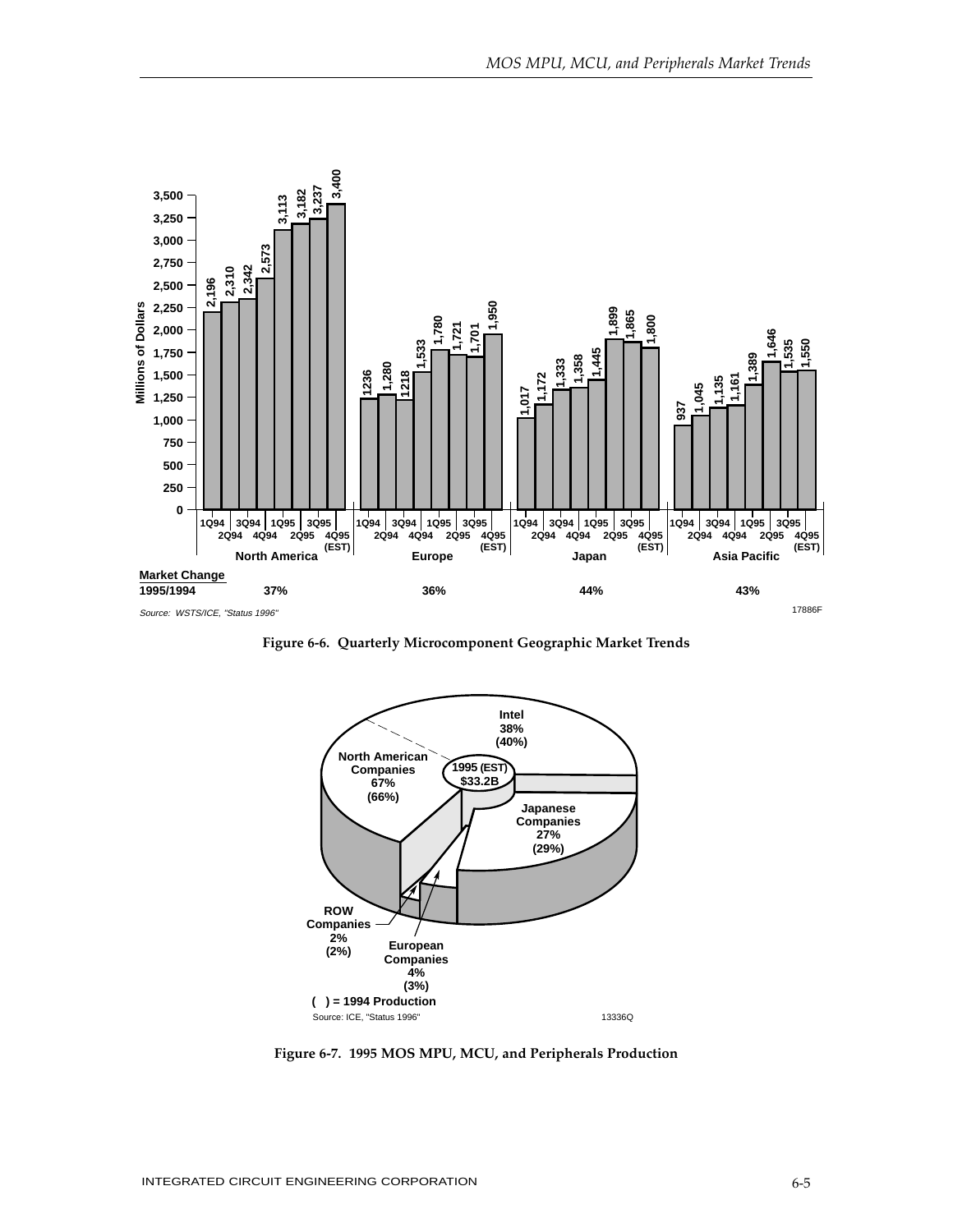| Quarter | North America | Europe | Japan | Asia Pacific |
| --- | --- | --- | --- | --- |
| 1Q94 | 2,196 | 1236 | 1,017 | 937 |
| 2Q94 | 2,310 | 1,280 | 1,172 | 1,045 |
| 3Q94 | 2,342 | 1218 | 1,333 | 1,135 |
| 4Q94 | 2,573 | 1,533 | 1,358 | 1,161 |
| 1Q95 | 3,113 | 1,780 | 1,445 | 1,389 |
| 2Q95 | 3,182 | 1,721 | 1,899 | 1,646 |
| 3Q95 | 3,237 | 1,701 | 1,865 | 1,535 |
| 4Q95 (EST) | 3,400 | 1,950 | 1,800 | 1,550 |
| **Market Change 1995/1994** | 37% | 36% | 44% | 43% |

Millions of Dollars

Source: WSTS/ICE, "Status 1996"

17886F

**Figure 6-6. Quarterly Microcomponent Geographic Market Trends**

1995 (EST) $33.2B

| Company Group | 1995 | (1994) |
| --- | --- | --- |
| North American Companies | 67% | (66%) |
| Intel | 38% | (40%) |
| Japanese Companies | 27% | (29%) |
| European Companies | 4% | (3%) |
| ROW Companies | 2% | (2%) |

( ) = 1994 Production

Source: ICE, "Status 1996"

13336Q

**Figure 6-7. 1995 MOS MPU, MCU, and Peripherals Production**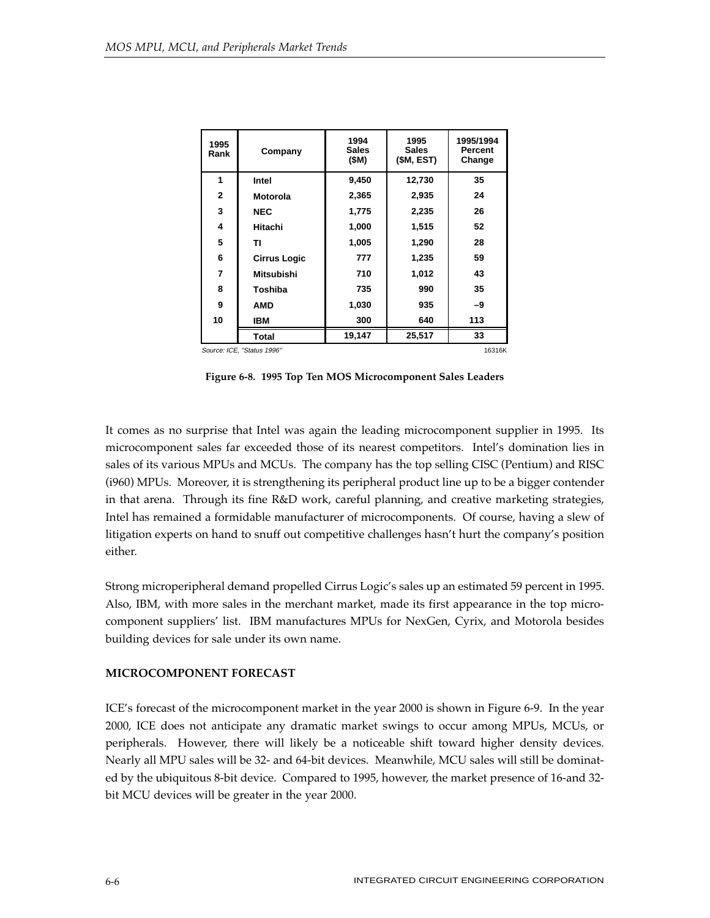| 1995 Rank | Company | 1994 Sales ($M) | 1995 Sales ($M, EST) | 1995/1994 Percent Change |
|---|---|---|---|---|
| 1 | Intel | 9,450 | 12,730 | 35 |
| 2 | Motorola | 2,365 | 2,935 | 24 |
| 3 | NEC | 1,775 | 2,235 | 26 |
| 4 | Hitachi | 1,000 | 1,515 | 52 |
| 5 | TI | 1,005 | 1,290 | 28 |
| 6 | Cirrus Logic | 777 | 1,235 | 59 |
| 7 | Mitsubishi | 710 | 1,012 | 43 |
| 8 | Toshiba | 735 | 990 | 35 |
| 9 | AMD | 1,030 | 935 | –9 |
| 10 | IBM | 300 | 640 | 113 |
| | Total | 19,147 | 25,517 | 33 |

Source: ICE, "Status 1996" 16316K

**Figure 6-8. 1995 Top Ten MOS Microcomponent Sales Leaders**

It comes as no surprise that Intel was again the leading microcomponent supplier in 1995. Its microcomponent sales far exceeded those of its nearest competitors. Intel's domination lies in sales of its various MPUs and MCUs. The company has the top selling CISC (Pentium) and RISC (i960) MPUs. Moreover, it is strengthening its peripheral product line up to be a bigger contender in that arena. Through its fine R&D work, careful planning, and creative marketing strategies, Intel has remained a formidable manufacturer of microcomponents. Of course, having a slew of litigation experts on hand to snuff out competitive challenges hasn't hurt the company's position either.

Strong microperipheral demand propelled Cirrus Logic's sales up an estimated 59 percent in 1995. Also, IBM, with more sales in the merchant market, made its first appearance in the top microcomponent suppliers' list. IBM manufactures MPUs for NexGen, Cyrix, and Motorola besides building devices for sale under its own name.

## MICROCOMPONENT FORECAST

ICE's forecast of the microcomponent market in the year 2000 is shown in Figure 6-9. In the year 2000, ICE does not anticipate any dramatic market swings to occur among MPUs, MCUs, or peripherals. However, there will likely be a noticeable shift toward higher density devices. Nearly all MPU sales will be 32- and 64-bit devices. Meanwhile, MCU sales will still be dominated by the ubiquitous 8-bit device. Compared to 1995, however, the market presence of 16-and 32-bit MCU devices will be greater in the year 2000.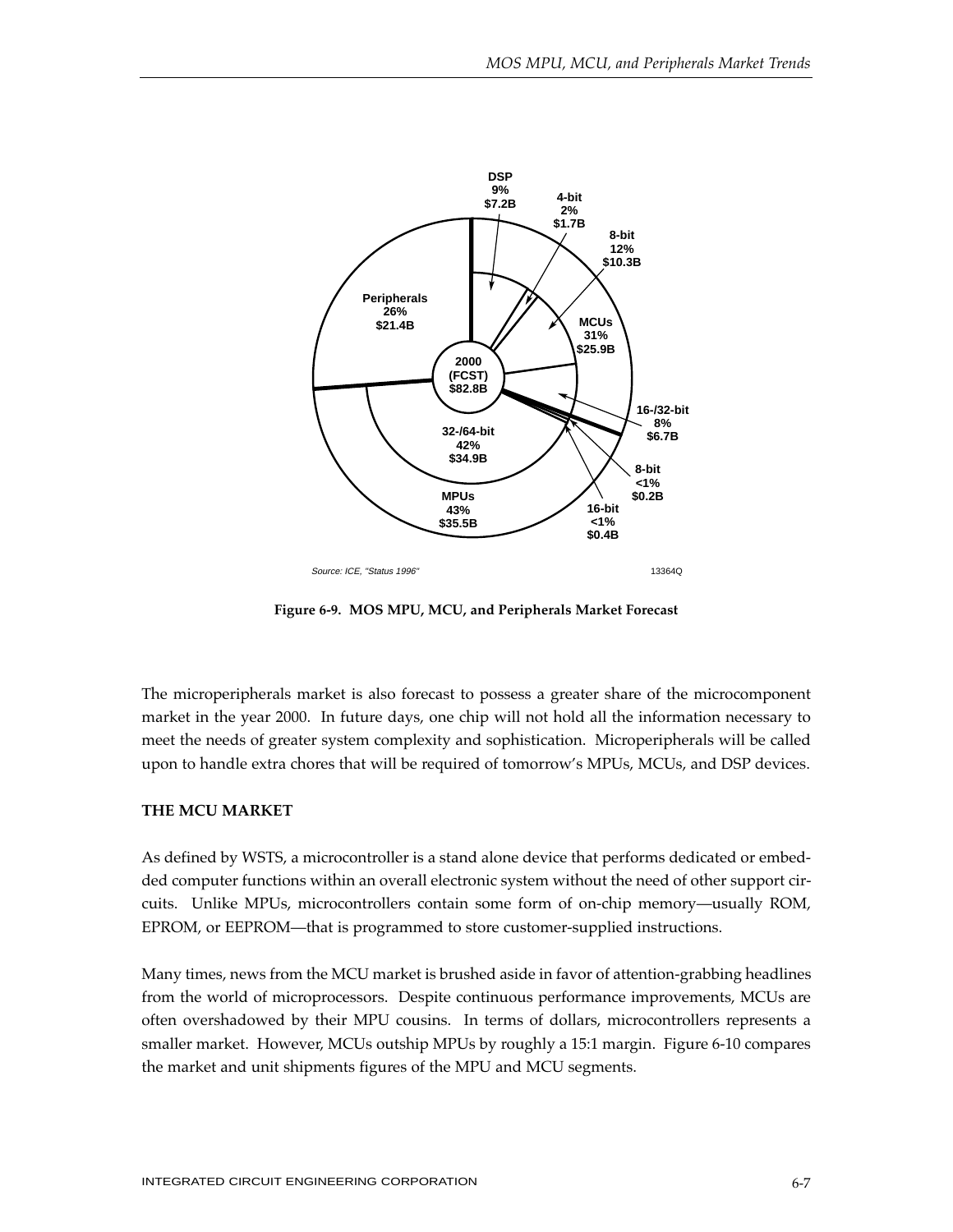DSP 9% $7.2B

4-bit 2% $1.7B

8-bit 12% $10.3B

Peripherals 26% $21.4B

MCUs 31% $25.9B

2000 (FCST) $82.8B

16-/32-bit 8% $6.7B

32-/64-bit 42% $34.9B

8-bit <1% $0.2B

MPUs 43% $35.5B

16-bit <1% $0.4B

*Source: ICE, "Status 1996"*

13364Q

**Figure 6-9. MOS MPU, MCU, and Peripherals Market Forecast**

The microperipherals market is also forecast to possess a greater share of the microcomponent market in the year 2000. In future days, one chip will not hold all the information necessary to meet the needs of greater system complexity and sophistication. Microperipherals will be called upon to handle extra chores that will be required of tomorrow's MPUs, MCUs, and DSP devices.

## THE MCU MARKET

As defined by WSTS, a microcontroller is a stand alone device that performs dedicated or embedded computer functions within an overall electronic system without the need of other support circuits. Unlike MPUs, microcontrollers contain some form of on-chip memory—usually ROM, EPROM, or EEPROM—that is programmed to store customer-supplied instructions.

Many times, news from the MCU market is brushed aside in favor of attention-grabbing headlines from the world of microprocessors. Despite continuous performance improvements, MCUs are often overshadowed by their MPU cousins. In terms of dollars, microcontrollers represents a smaller market. However, MCUs outship MPUs by roughly a 15:1 margin. Figure 6-10 compares the market and unit shipments figures of the MPU and MCU segments.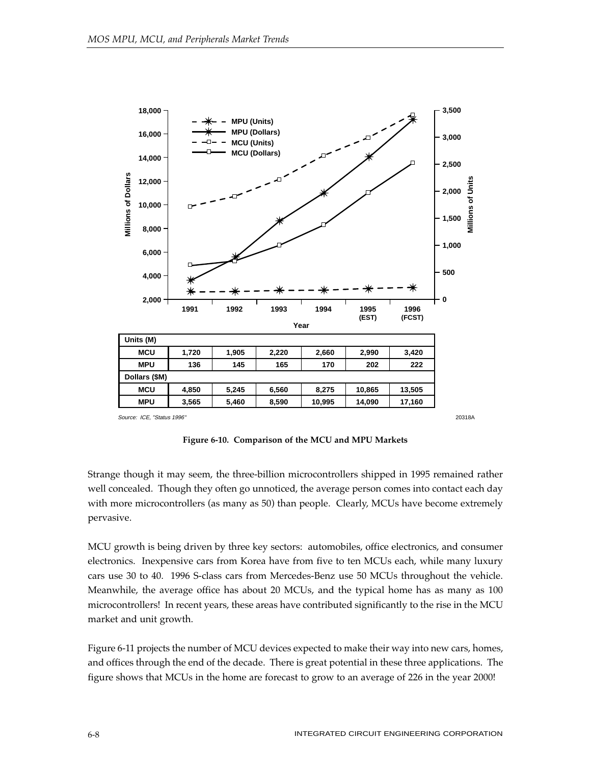| Units (M) | | | | | | |
|---|---|---|---|---|---|---|
| MCU | 1,720 | 1,905 | 2,220 | 2,660 | 2,990 | 3,420 |
| MPU | 136 | 145 | 165 | 170 | 202 | 222 |
| **Dollars ($M)** | | | | | | |
| MCU | 4,850 | 5,245 | 6,560 | 8,275 | 10,865 | 13,505 |
| MPU | 3,565 | 5,460 | 8,590 | 10,995 | 14,090 | 17,160 |

Source: ICE, "Status 1996"

20318A

**Figure 6-10. Comparison of the MCU and MPU Markets**

Strange though it may seem, the three-billion microcontrollers shipped in 1995 remained rather well concealed. Though they often go unnoticed, the average person comes into contact each day with more microcontrollers (as many as 50) than people. Clearly, MCUs have become extremely pervasive.

MCU growth is being driven by three key sectors: automobiles, office electronics, and consumer electronics. Inexpensive cars from Korea have from five to ten MCUs each, while many luxury cars use 30 to 40. 1996 S-class cars from Mercedes-Benz use 50 MCUs throughout the vehicle. Meanwhile, the average office has about 20 MCUs, and the typical home has as many as 100 microcontrollers! In recent years, these areas have contributed significantly to the rise in the MCU market and unit growth.

Figure 6-11 projects the number of MCU devices expected to make their way into new cars, homes, and offices through the end of the decade. There is great potential in these three applications. The figure shows that MCUs in the home are forecast to grow to an average of 226 in the year 2000!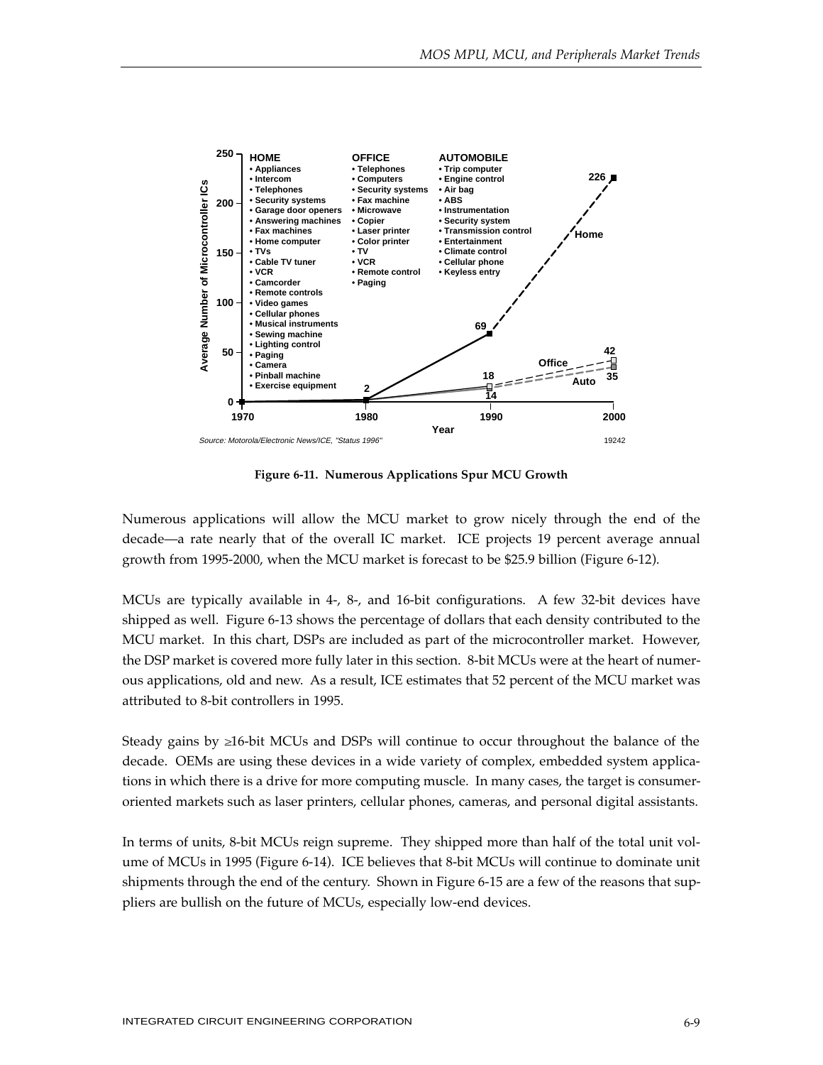**Figure 6-11. Numerous Applications Spur MCU Growth**

Numerous applications will allow the MCU market to grow nicely through the end of the decade—a rate nearly that of the overall IC market. ICE projects 19 percent average annual growth from 1995-2000, when the MCU market is forecast to be $25.9 billion (Figure 6-12).

MCUs are typically available in 4-, 8-, and 16-bit configurations. A few 32-bit devices have shipped as well. Figure 6-13 shows the percentage of dollars that each density contributed to the MCU market. In this chart, DSPs are included as part of the microcontroller market. However, the DSP market is covered more fully later in this section. 8-bit MCUs were at the heart of numerous applications, old and new. As a result, ICE estimates that 52 percent of the MCU market was attributed to 8-bit controllers in 1995.

Steady gains by ≥16-bit MCUs and DSPs will continue to occur throughout the balance of the decade. OEMs are using these devices in a wide variety of complex, embedded system applications in which there is a drive for more computing muscle. In many cases, the target is consumer-oriented markets such as laser printers, cellular phones, cameras, and personal digital assistants.

In terms of units, 8-bit MCUs reign supreme. They shipped more than half of the total unit volume of MCUs in 1995 (Figure 6-14). ICE believes that 8-bit MCUs will continue to dominate unit shipments through the end of the century. Shown in Figure 6-15 are a few of the reasons that suppliers are bullish on the future of MCUs, especially low-end devices.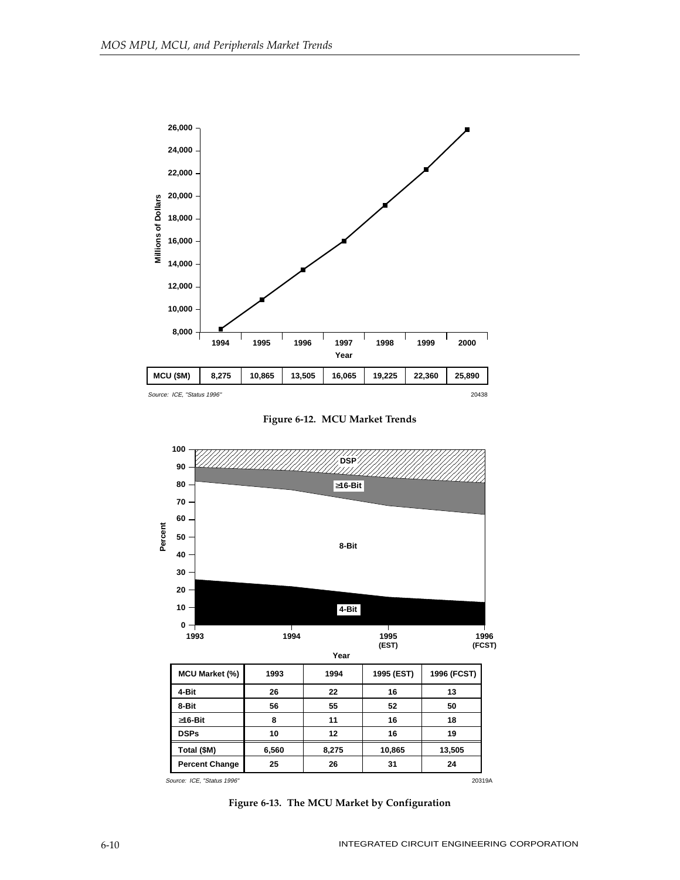| MCU ($M) | 8,275 | 10,865 | 13,505 | 16,065 | 19,225 | 22,360 | 25,890 |
|---|---|---|---|---|---|---|---|

Source: ICE, "Status 1996"

20438

**Figure 6-12. MCU Market Trends**

| MCU Market (%) | 1993 | 1994 | 1995 (EST) | 1996 (FCST) |
|---|---|---|---|---|
| 4-Bit | 26 | 22 | 16 | 13 |
| 8-Bit | 56 | 55 | 52 | 50 |
| ≥16-Bit | 8 | 11 | 16 | 18 |
| DSPs | 10 | 12 | 16 | 19 |
| Total ($M) | 6,560 | 8,275 | 10,865 | 13,505 |
| Percent Change | 25 | 26 | 31 | 24 |

Source: ICE, "Status 1996"

20319A

**Figure 6-13. The MCU Market by Configuration**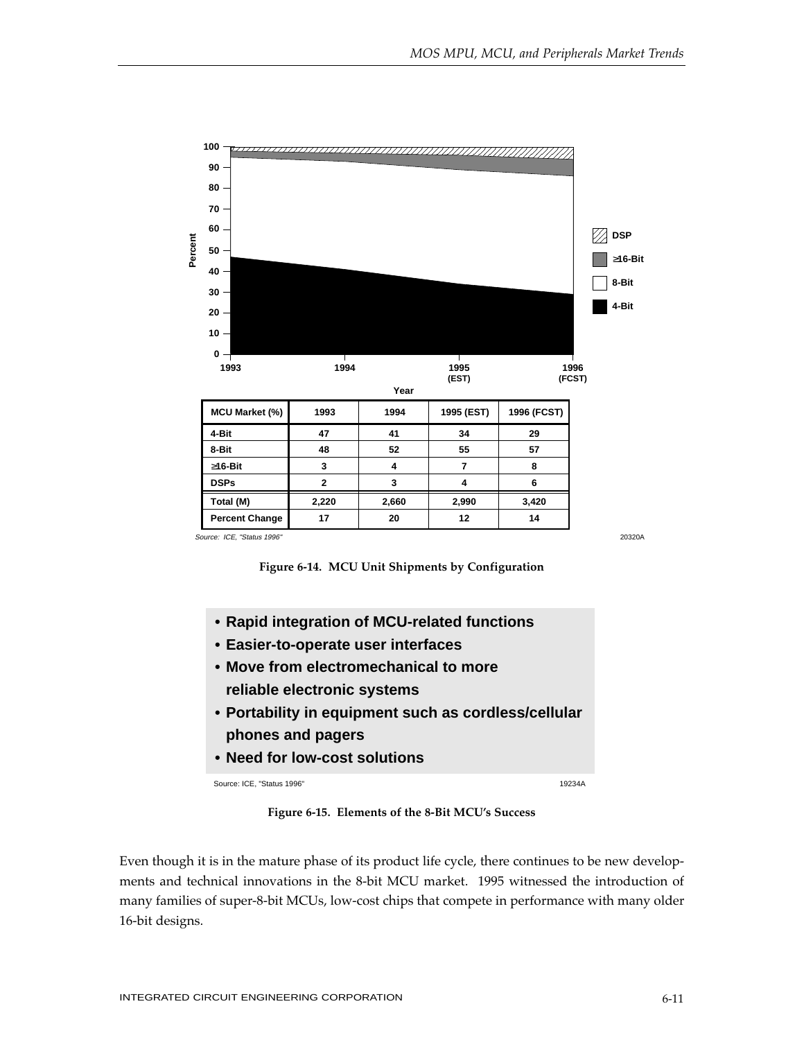| MCU Market (%) | 1993 | 1994 | 1995 (EST) | 1996 (FCST) |
|---|---|---|---|---|
| 4-Bit | 47 | 41 | 34 | 29 |
| 8-Bit | 48 | 52 | 55 | 57 |
| ≥16-Bit | 3 | 4 | 7 | 8 |
| DSPs | 2 | 3 | 4 | 6 |
| Total (M) | 2,220 | 2,660 | 2,990 | 3,420 |
| Percent Change | 17 | 20 | 12 | 14 |

Source: ICE, "Status 1996"

20320A

**Figure 6-14. MCU Unit Shipments by Configuration**

- **Rapid integration of MCU-related functions**
- **Easier-to-operate user interfaces**
- **Move from electromechanical to more reliable electronic systems**
- **Portability in equipment such as cordless/cellular phones and pagers**
- **Need for low-cost solutions**

Source: ICE, "Status 1996"

19234A

**Figure 6-15. Elements of the 8-Bit MCU's Success**

Even though it is in the mature phase of its product life cycle, there continues to be new developments and technical innovations in the 8-bit MCU market. 1995 witnessed the introduction of many families of super-8-bit MCUs, low-cost chips that compete in performance with many older 16-bit designs.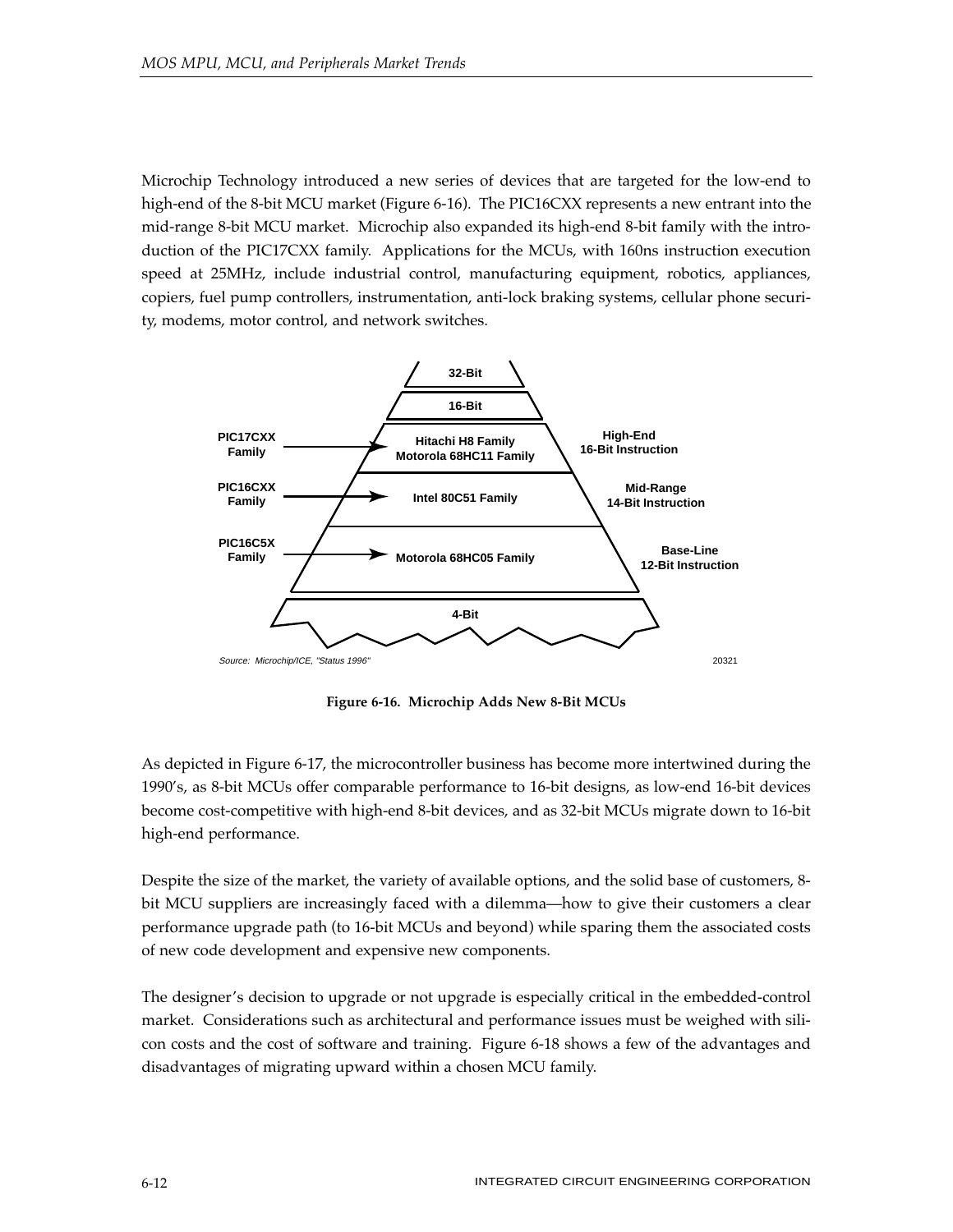Microchip Technology introduced a new series of devices that are targeted for the low-end to high-end of the 8-bit MCU market (Figure 6-16). The PIC16CXX represents a new entrant into the mid-range 8-bit MCU market. Microchip also expanded its high-end 8-bit family with the introduction of the PIC17CXX family. Applications for the MCUs, with 160ns instruction execution speed at 25MHz, include industrial control, manufacturing equipment, robotics, appliances, copiers, fuel pump controllers, instrumentation, anti-lock braking systems, cellular phone security, modems, motor control, and network switches.

32-Bit

16-Bit

PIC17CXX Family → Hitachi H8 Family, Motorola 68HC11 Family — High-End 16-Bit Instruction

PIC16CXX Family → Intel 80C51 Family — Mid-Range 14-Bit Instruction

PIC16C5X Family → Motorola 68HC05 Family — Base-Line 12-Bit Instruction

4-Bit

*Source: Microchip/ICE, "Status 1996"*

20321

**Figure 6-16. Microchip Adds New 8-Bit MCUs**

As depicted in Figure 6-17, the microcontroller business has become more intertwined during the 1990's, as 8-bit MCUs offer comparable performance to 16-bit designs, as low-end 16-bit devices become cost-competitive with high-end 8-bit devices, and as 32-bit MCUs migrate down to 16-bit high-end performance.

Despite the size of the market, the variety of available options, and the solid base of customers, 8-bit MCU suppliers are increasingly faced with a dilemma—how to give their customers a clear performance upgrade path (to 16-bit MCUs and beyond) while sparing them the associated costs of new code development and expensive new components.

The designer's decision to upgrade or not upgrade is especially critical in the embedded-control market. Considerations such as architectural and performance issues must be weighed with silicon costs and the cost of software and training. Figure 6-18 shows a few of the advantages and disadvantages of migrating upward within a chosen MCU family.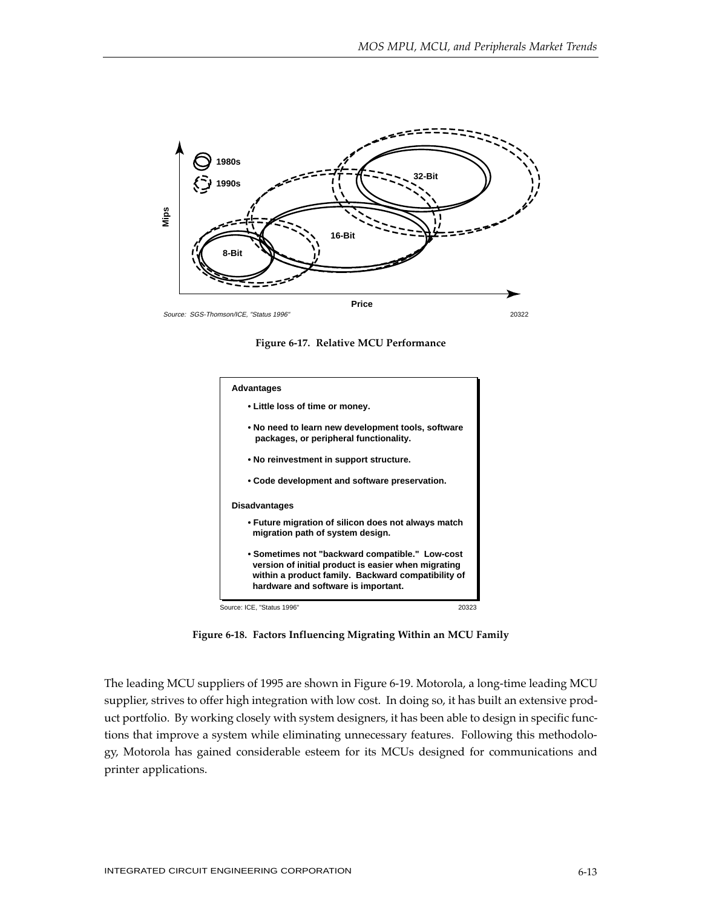Source: SGS-Thomson/ICE, "Status 1996"

20322

**Figure 6-17. Relative MCU Performance**

**Advantages**

- Little loss of time or money.
- No need to learn new development tools, software packages, or peripheral functionality.
- No reinvestment in support structure.
- Code development and software preservation.

**Disadvantages**

- Future migration of silicon does not always match migration path of system design.
- Sometimes not "backward compatible." Low-cost version of initial product is easier when migrating within a product family. Backward compatibility of hardware and software is important.

Source: ICE, "Status 1996"

20323

**Figure 6-18. Factors Influencing Migrating Within an MCU Family**

The leading MCU suppliers of 1995 are shown in Figure 6-19. Motorola, a long-time leading MCU supplier, strives to offer high integration with low cost. In doing so, it has built an extensive product portfolio. By working closely with system designers, it has been able to design in specific functions that improve a system while eliminating unnecessary features. Following this methodology, Motorola has gained considerable esteem for its MCUs designed for communications and printer applications.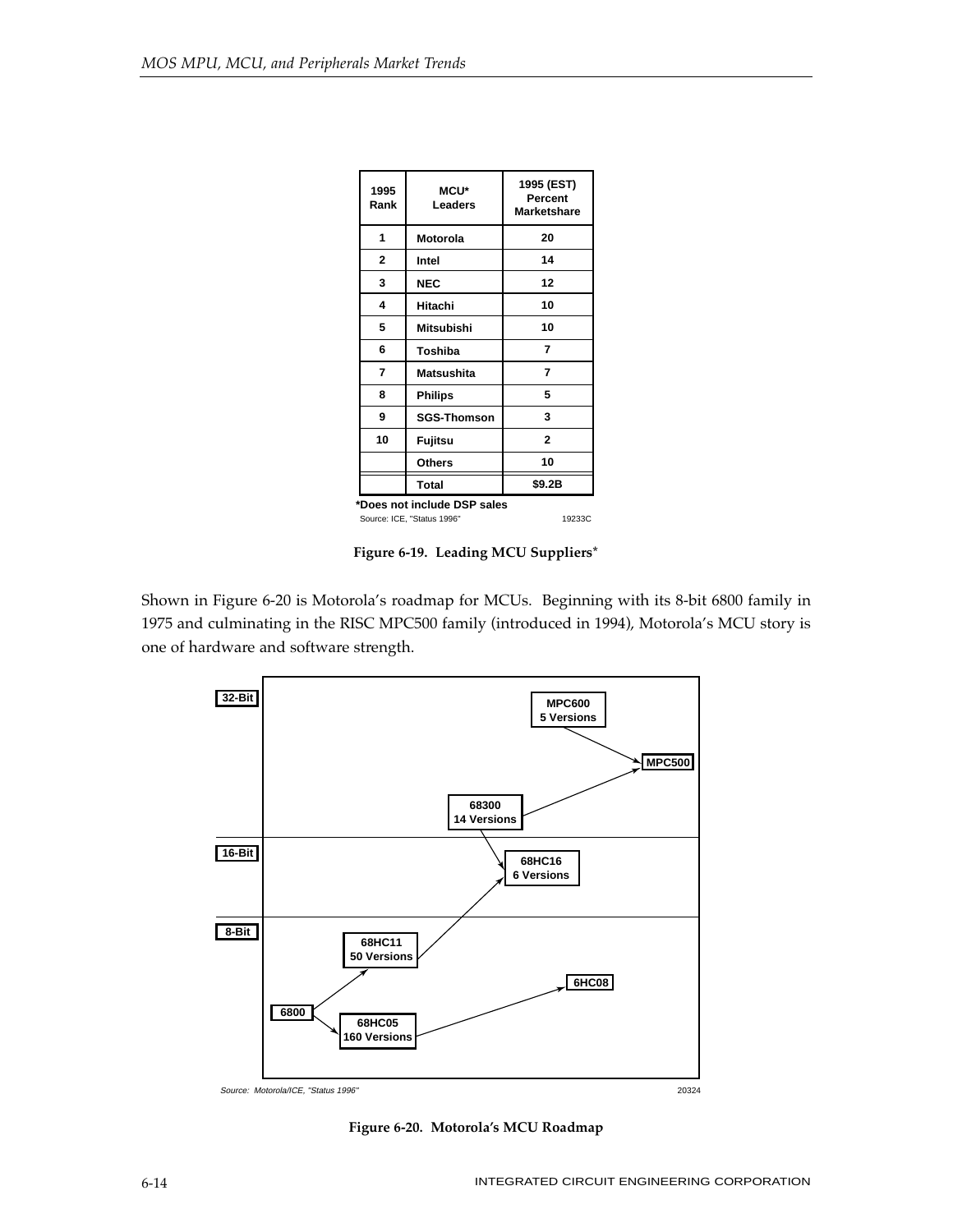| 1995 Rank | MCU* Leaders | 1995 (EST) Percent Marketshare |
|---|---|---|
| 1 | Motorola | 20 |
| 2 | Intel | 14 |
| 3 | NEC | 12 |
| 4 | Hitachi | 10 |
| 5 | Mitsubishi | 10 |
| 6 | Toshiba | 7 |
| 7 | Matsushita | 7 |
| 8 | Philips | 5 |
| 9 | SGS-Thomson | 3 |
| 10 | Fujitsu | 2 |
| | Others | 10 |
| | Total | $9.2B |

*Does not include DSP sales

Source: ICE, "Status 1996" 19233C

**Figure 6-19. Leading MCU Suppliers***

Shown in Figure 6-20 is Motorola's roadmap for MCUs. Beginning with its 8-bit 6800 family in 1975 and culminating in the RISC MPC500 family (introduced in 1994), Motorola's MCU story is one of hardware and software strength.

32-Bit: MPC600 (5 Versions) → MPC500; 68300 (14 Versions) → MPC500

16-Bit: 68300 → 68HC16 (6 Versions)

8-Bit: 6800 → 68HC11 (50 Versions) → 68HC16; 6800 → 68HC05 (160 Versions) → 6HC08

Source: Motorola/ICE, "Status 1996" 20324

**Figure 6-20. Motorola's MCU Roadmap**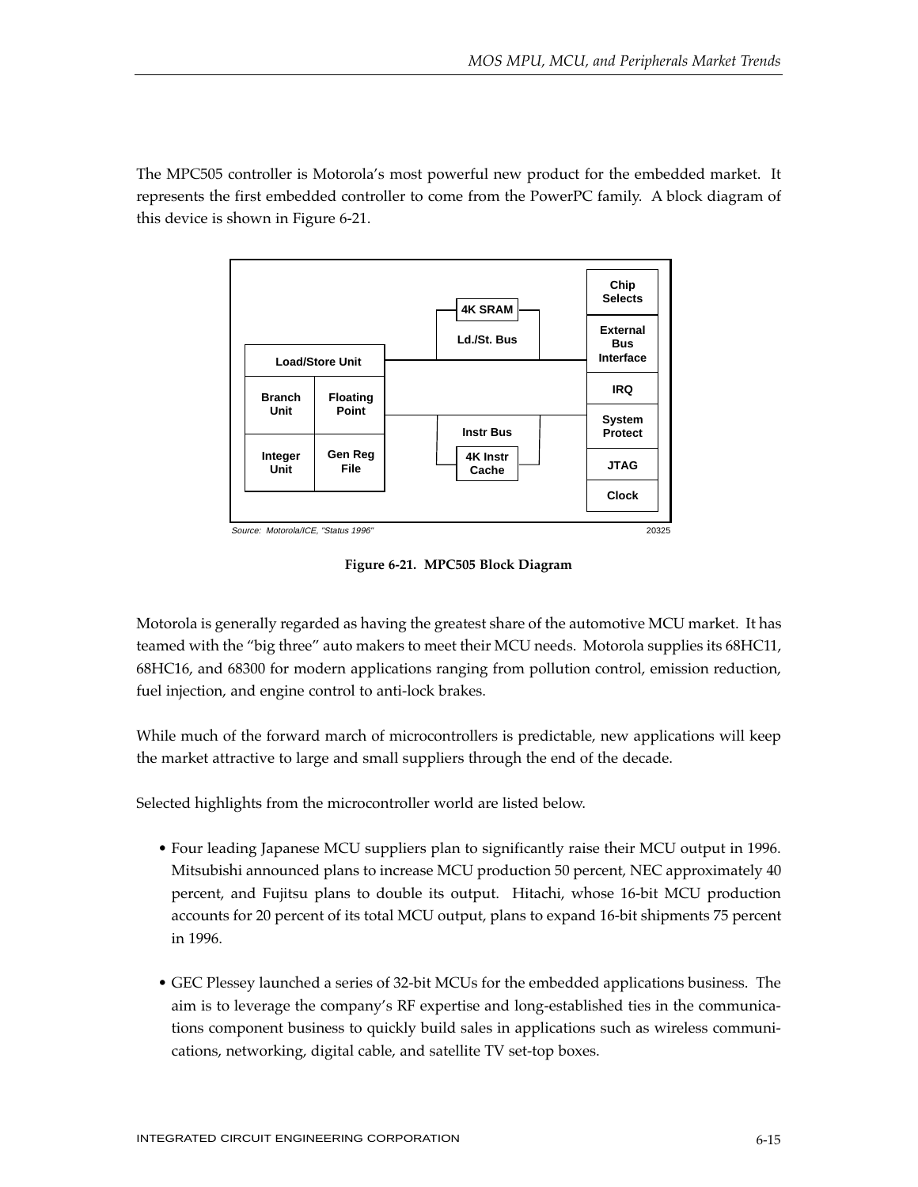The MPC505 controller is Motorola's most powerful new product for the embedded market. It represents the first embedded controller to come from the PowerPC family. A block diagram of this device is shown in Figure 6-21.

Source: Motorola/ICE, "Status 1996"

20325

**Figure 6-21. MPC505 Block Diagram**

Motorola is generally regarded as having the greatest share of the automotive MCU market. It has teamed with the "big three" auto makers to meet their MCU needs. Motorola supplies its 68HC11, 68HC16, and 68300 for modern applications ranging from pollution control, emission reduction, fuel injection, and engine control to anti-lock brakes.

While much of the forward march of microcontrollers is predictable, new applications will keep the market attractive to large and small suppliers through the end of the decade.

Selected highlights from the microcontroller world are listed below.

- Four leading Japanese MCU suppliers plan to significantly raise their MCU output in 1996. Mitsubishi announced plans to increase MCU production 50 percent, NEC approximately 40 percent, and Fujitsu plans to double its output. Hitachi, whose 16-bit MCU production accounts for 20 percent of its total MCU output, plans to expand 16-bit shipments 75 percent in 1996.

- GEC Plessey launched a series of 32-bit MCUs for the embedded applications business. The aim is to leverage the company's RF expertise and long-established ties in the communications component business to quickly build sales in applications such as wireless communications, networking, digital cable, and satellite TV set-top boxes.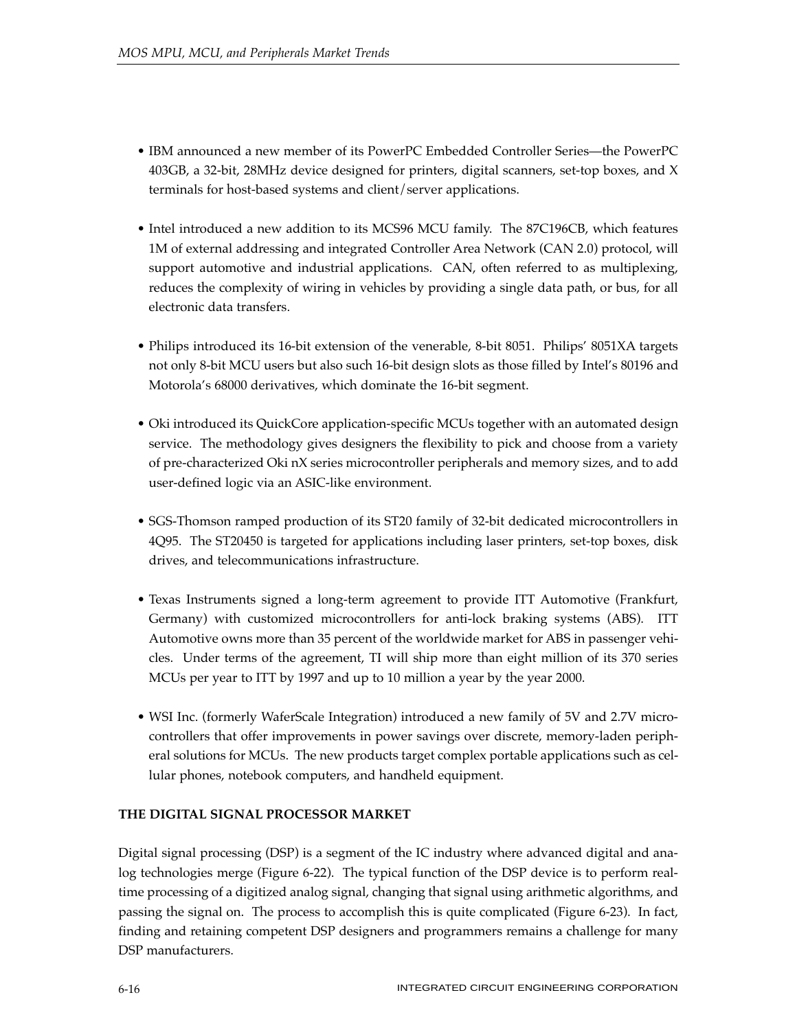- IBM announced a new member of its PowerPC Embedded Controller Series—the PowerPC 403GB, a 32-bit, 28MHz device designed for printers, digital scanners, set-top boxes, and X terminals for host-based systems and client/server applications.

- Intel introduced a new addition to its MCS96 MCU family. The 87C196CB, which features 1M of external addressing and integrated Controller Area Network (CAN 2.0) protocol, will support automotive and industrial applications. CAN, often referred to as multiplexing, reduces the complexity of wiring in vehicles by providing a single data path, or bus, for all electronic data transfers.

- Philips introduced its 16-bit extension of the venerable, 8-bit 8051. Philips' 8051XA targets not only 8-bit MCU users but also such 16-bit design slots as those filled by Intel's 80196 and Motorola's 68000 derivatives, which dominate the 16-bit segment.

- Oki introduced its QuickCore application-specific MCUs together with an automated design service. The methodology gives designers the flexibility to pick and choose from a variety of pre-characterized Oki nX series microcontroller peripherals and memory sizes, and to add user-defined logic via an ASIC-like environment.

- SGS-Thomson ramped production of its ST20 family of 32-bit dedicated microcontrollers in 4Q95. The ST20450 is targeted for applications including laser printers, set-top boxes, disk drives, and telecommunications infrastructure.

- Texas Instruments signed a long-term agreement to provide ITT Automotive (Frankfurt, Germany) with customized microcontrollers for anti-lock braking systems (ABS). ITT Automotive owns more than 35 percent of the worldwide market for ABS in passenger vehicles. Under terms of the agreement, TI will ship more than eight million of its 370 series MCUs per year to ITT by 1997 and up to 10 million a year by the year 2000.

- WSI Inc. (formerly WaferScale Integration) introduced a new family of 5V and 2.7V microcontrollers that offer improvements in power savings over discrete, memory-laden peripheral solutions for MCUs. The new products target complex portable applications such as cellular phones, notebook computers, and handheld equipment.

## THE DIGITAL SIGNAL PROCESSOR MARKET

Digital signal processing (DSP) is a segment of the IC industry where advanced digital and analog technologies merge (Figure 6-22). The typical function of the DSP device is to perform real-time processing of a digitized analog signal, changing that signal using arithmetic algorithms, and passing the signal on. The process to accomplish this is quite complicated (Figure 6-23). In fact, finding and retaining competent DSP designers and programmers remains a challenge for many DSP manufacturers.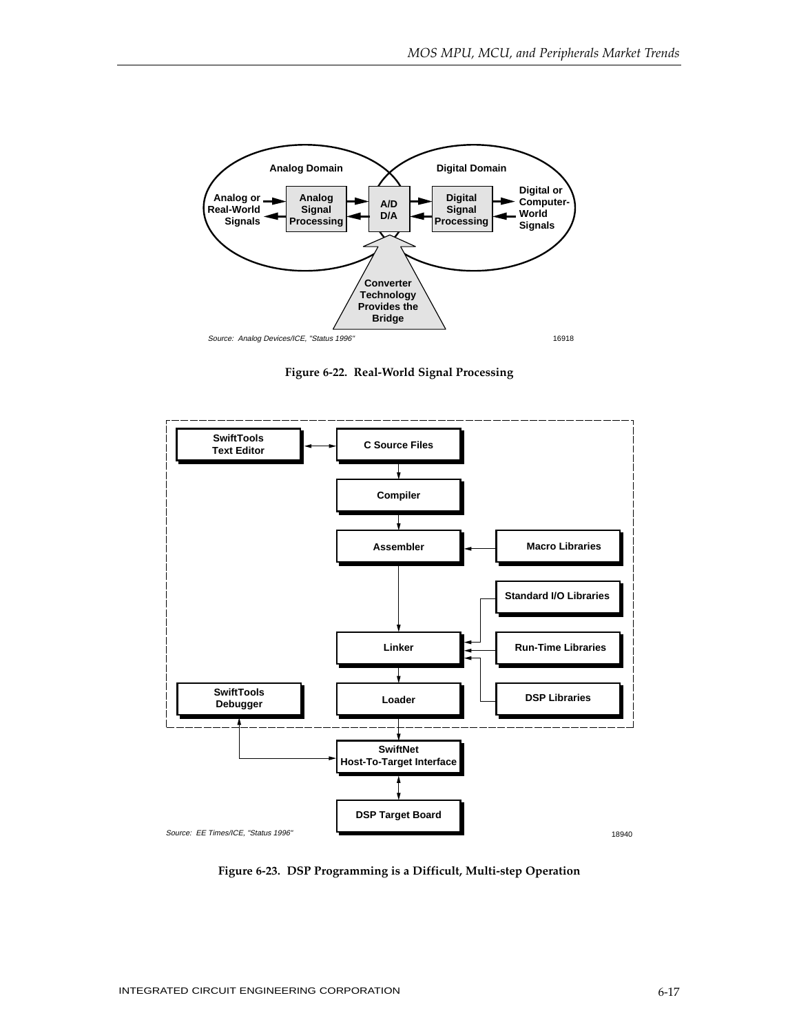Analog Domain

Digital Domain

Analog or Real-World Signals

Analog Signal Processing

A/D D/A

Digital Signal Processing

Digital or Computer-World Signals

Converter Technology Provides the Bridge

*Source: Analog Devices/ICE, "Status 1996"*

16918

**Figure 6-22. Real-World Signal Processing**

SwiftTools Text Editor

C Source Files

Compiler

Assembler

Macro Libraries

Standard I/O Libraries

Linker

Run-Time Libraries

SwiftTools Debugger

Loader

DSP Libraries

SwiftNet Host-To-Target Interface

DSP Target Board

*Source: EE Times/ICE, "Status 1996"*

18940

**Figure 6-23. DSP Programming is a Difficult, Multi-step Operation**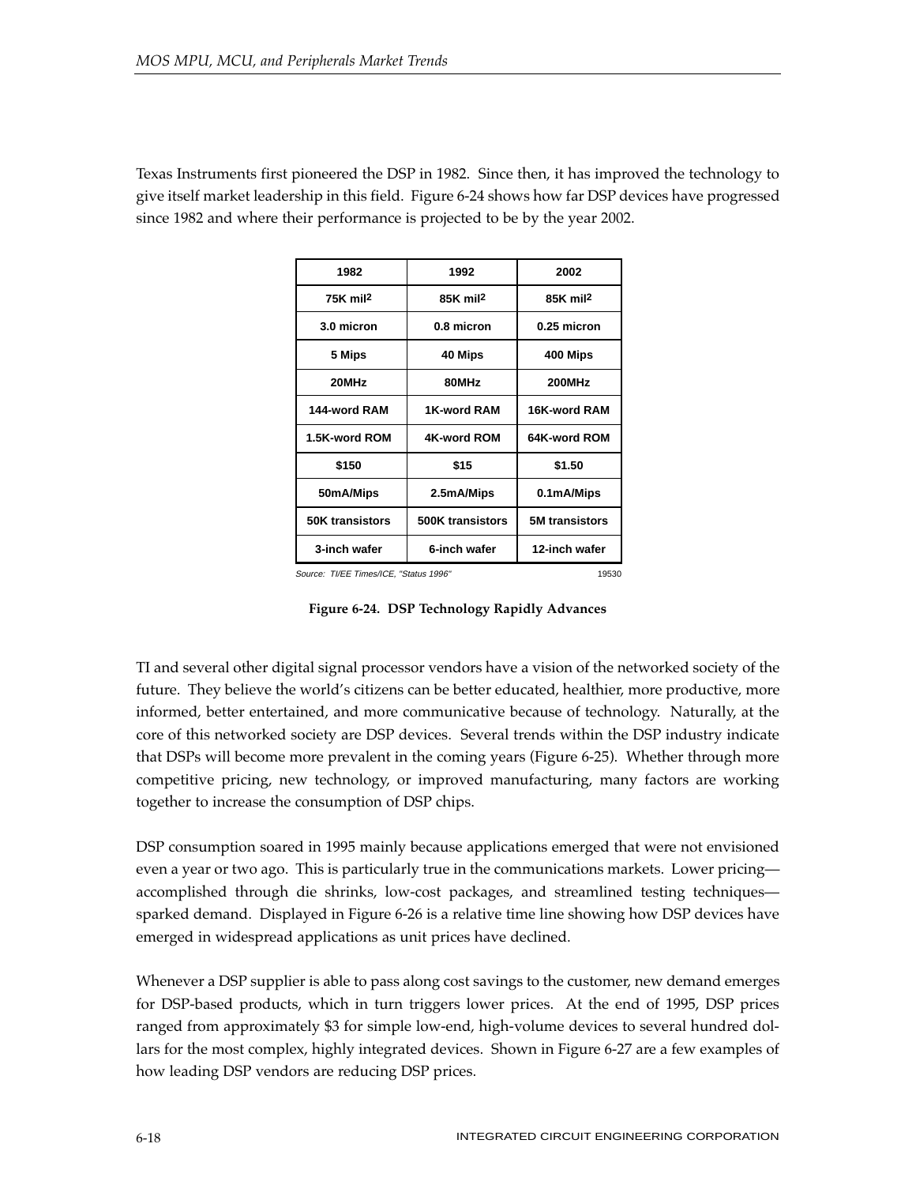Texas Instruments first pioneered the DSP in 1982. Since then, it has improved the technology to give itself market leadership in this field. Figure 6-24 shows how far DSP devices have progressed since 1982 and where their performance is projected to be by the year 2002.

| 1982 | 1992 | 2002 |
|---|---|---|
| 75K $mil^2$ | 85K $mil^2$ | 85K $mil^2$ |
| 3.0 micron | 0.8 micron | 0.25 micron |
| 5 Mips | 40 Mips | 400 Mips |
| 20MHz | 80MHz | 200MHz |
| 144-word RAM | 1K-word RAM | 16K-word RAM |
| 1.5K-word ROM | 4K-word ROM | 64K-word ROM |
| $150 | $15 | $1.50 |
| 50mA/Mips | 2.5mA/Mips | 0.1mA/Mips |
| 50K transistors | 500K transistors | 5M transistors |
| 3-inch wafer | 6-inch wafer | 12-inch wafer |

Source: TI/EE Times/ICE, "Status 1996" 19530

**Figure 6-24. DSP Technology Rapidly Advances**

TI and several other digital signal processor vendors have a vision of the networked society of the future. They believe the world's citizens can be better educated, healthier, more productive, more informed, better entertained, and more communicative because of technology. Naturally, at the core of this networked society are DSP devices. Several trends within the DSP industry indicate that DSPs will become more prevalent in the coming years (Figure 6-25). Whether through more competitive pricing, new technology, or improved manufacturing, many factors are working together to increase the consumption of DSP chips.

DSP consumption soared in 1995 mainly because applications emerged that were not envisioned even a year or two ago. This is particularly true in the communications markets. Lower pricing—accomplished through die shrinks, low-cost packages, and streamlined testing techniques—sparked demand. Displayed in Figure 6-26 is a relative time line showing how DSP devices have emerged in widespread applications as unit prices have declined.

Whenever a DSP supplier is able to pass along cost savings to the customer, new demand emerges for DSP-based products, which in turn triggers lower prices. At the end of 1995, DSP prices ranged from approximately $3 for simple low-end, high-volume devices to several hundred dollars for the most complex, highly integrated devices. Shown in Figure 6-27 are a few examples of how leading DSP vendors are reducing DSP prices.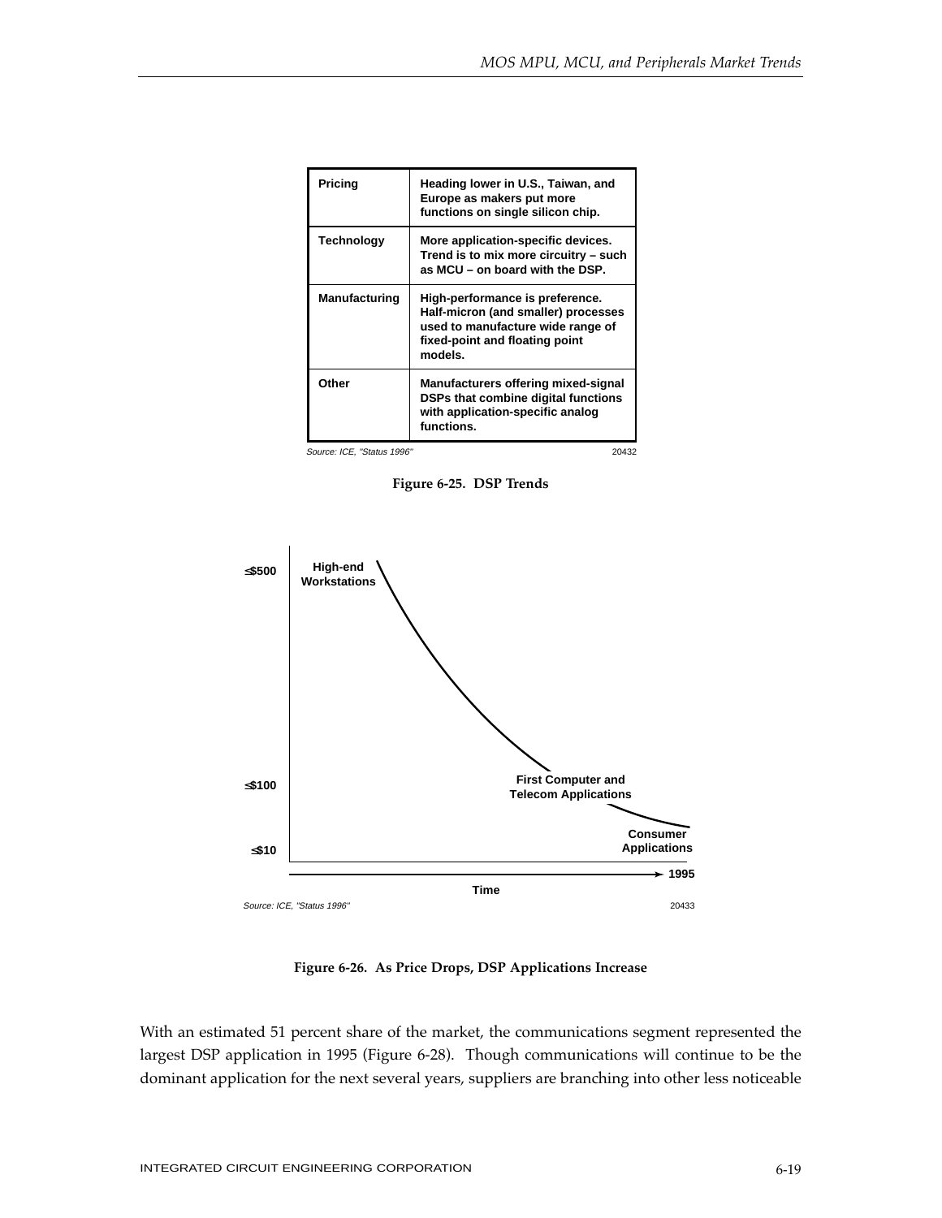| Pricing | Heading lower in U.S., Taiwan, and Europe as makers put more functions on single silicon chip. |
| --- | --- |
| Technology | More application-specific devices. Trend is to mix more circuitry – such as MCU – on board with the DSP. |
| Manufacturing | High-performance is preference. Half-micron (and smaller) processes used to manufacture wide range of fixed-point and floating point models. |
| Other | Manufacturers offering mixed-signal DSPs that combine digital functions with application-specific analog functions. |

Source: ICE, "Status 1996" 20432

**Figure 6-25. DSP Trends**

≤$500 High-end Workstations

≤$100 First Computer and Telecom Applications

≤$10 Consumer Applications

Time → 1995

Source: ICE, "Status 1996" 20433

**Figure 6-26. As Price Drops, DSP Applications Increase**

With an estimated 51 percent share of the market, the communications segment represented the largest DSP application in 1995 (Figure 6-28). Though communications will continue to be the dominant application for the next several years, suppliers are branching into other less noticeable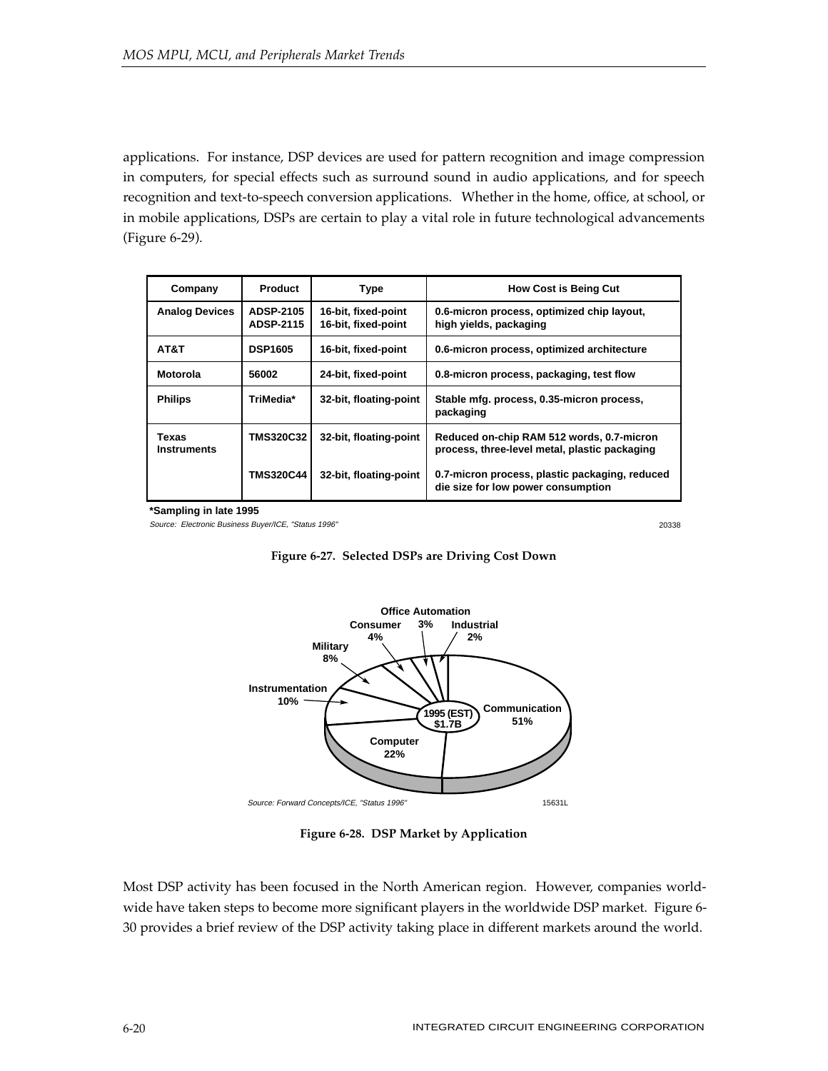applications. For instance, DSP devices are used for pattern recognition and image compression in computers, for special effects such as surround sound in audio applications, and for speech recognition and text-to-speech conversion applications. Whether in the home, office, at school, or in mobile applications, DSPs are certain to play a vital role in future technological advancements (Figure 6-29).

| Company | Product | Type | How Cost is Being Cut |
|---|---|---|---|
| Analog Devices | ADSP-2105<br>ADSP-2115 | 16-bit, fixed-point<br>16-bit, fixed-point | 0.6-micron process, optimized chip layout, high yields, packaging |
| AT&T | DSP1605 | 16-bit, fixed-point | 0.6-micron process, optimized architecture |
| Motorola | 56002 | 24-bit, fixed-point | 0.8-micron process, packaging, test flow |
| Philips | TriMedia* | 32-bit, floating-point | Stable mfg. process, 0.35-micron process, packaging |
| Texas Instruments | TMS320C32 | 32-bit, floating-point | Reduced on-chip RAM 512 words, 0.7-micron process, three-level metal, plastic packaging |
| | TMS320C44 | 32-bit, floating-point | 0.7-micron process, plastic packaging, reduced die size for low power consumption |

*Sampling in late 1995

Source: Electronic Business Buyer/ICE, "Status 1996"

20338

**Figure 6-27. Selected DSPs are Driving Cost Down**

1995 (EST) $1.7B

- Communication 51%
- Computer 22%
- Instrumentation 10%
- Military 8%
- Consumer 4%
- Office Automation 3%
- Industrial 2%

Source: Forward Concepts/ICE, "Status 1996"

15631L

**Figure 6-28. DSP Market by Application**

Most DSP activity has been focused in the North American region. However, companies worldwide have taken steps to become more significant players in the worldwide DSP market. Figure 6-30 provides a brief review of the DSP activity taking place in different markets around the world.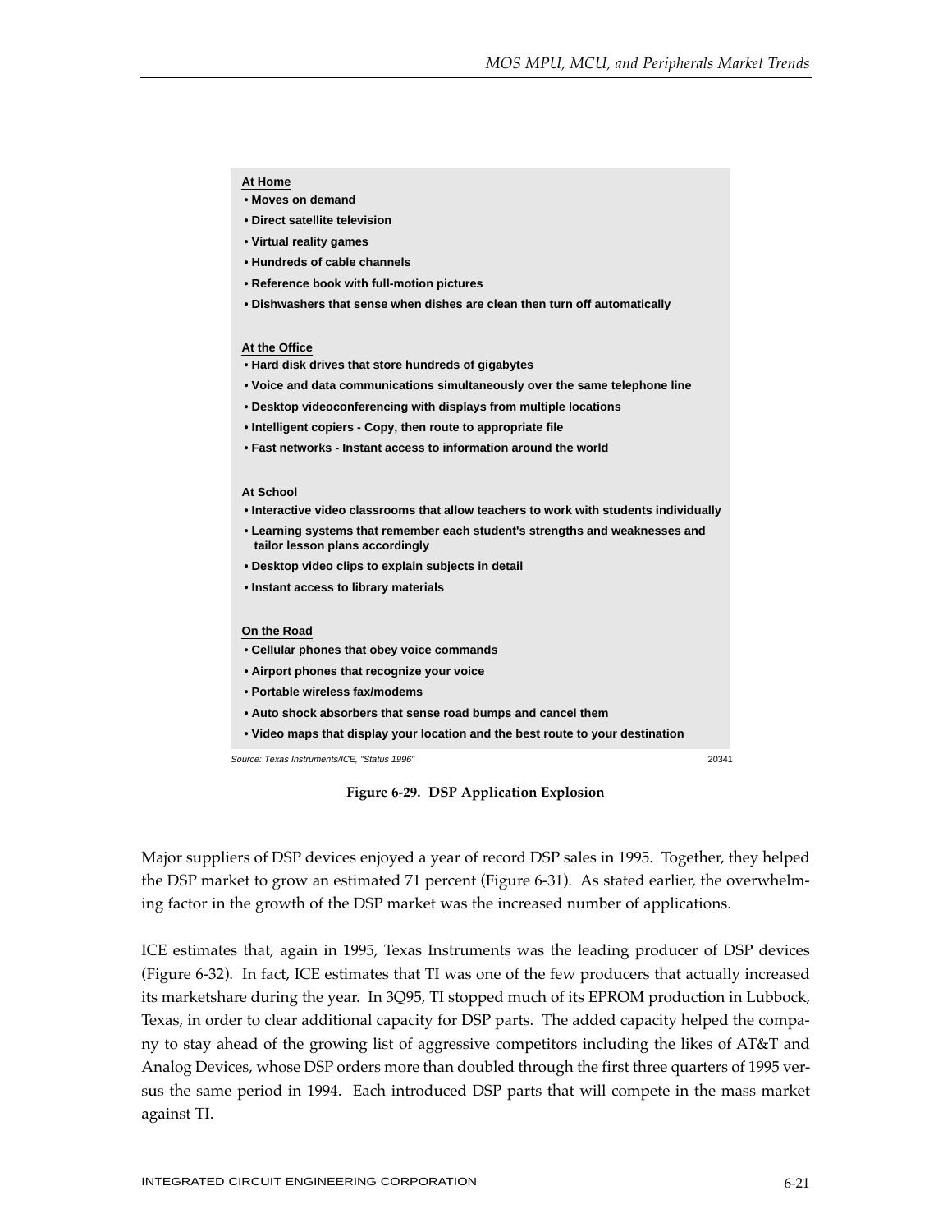**At Home**

- Moves on demand
- Direct satellite television
- Virtual reality games
- Hundreds of cable channels
- Reference book with full-motion pictures
- Dishwashers that sense when dishes are clean then turn off automatically

**At the Office**

- Hard disk drives that store hundreds of gigabytes
- Voice and data communications simultaneously over the same telephone line
- Desktop videoconferencing with displays from multiple locations
- Intelligent copiers - Copy, then route to appropriate file
- Fast networks - Instant access to information around the world

**At School**

- Interactive video classrooms that allow teachers to work with students individually
- Learning systems that remember each student's strengths and weaknesses and tailor lesson plans accordingly
- Desktop video clips to explain subjects in detail
- Instant access to library materials

**On the Road**

- Cellular phones that obey voice commands
- Airport phones that recognize your voice
- Portable wireless fax/modems
- Auto shock absorbers that sense road bumps and cancel them
- Video maps that display your location and the best route to your destination

*Source: Texas Instruments/ICE, "Status 1996"* 20341

**Figure 6-29. DSP Application Explosion**

Major suppliers of DSP devices enjoyed a year of record DSP sales in 1995. Together, they helped the DSP market to grow an estimated 71 percent (Figure 6-31). As stated earlier, the overwhelming factor in the growth of the DSP market was the increased number of applications.

ICE estimates that, again in 1995, Texas Instruments was the leading producer of DSP devices (Figure 6-32). In fact, ICE estimates that TI was one of the few producers that actually increased its marketshare during the year. In 3Q95, TI stopped much of its EPROM production in Lubbock, Texas, in order to clear additional capacity for DSP parts. The added capacity helped the company to stay ahead of the growing list of aggressive competitors including the likes of AT&T and Analog Devices, whose DSP orders more than doubled through the first three quarters of 1995 versus the same period in 1994. Each introduced DSP parts that will compete in the mass market against TI.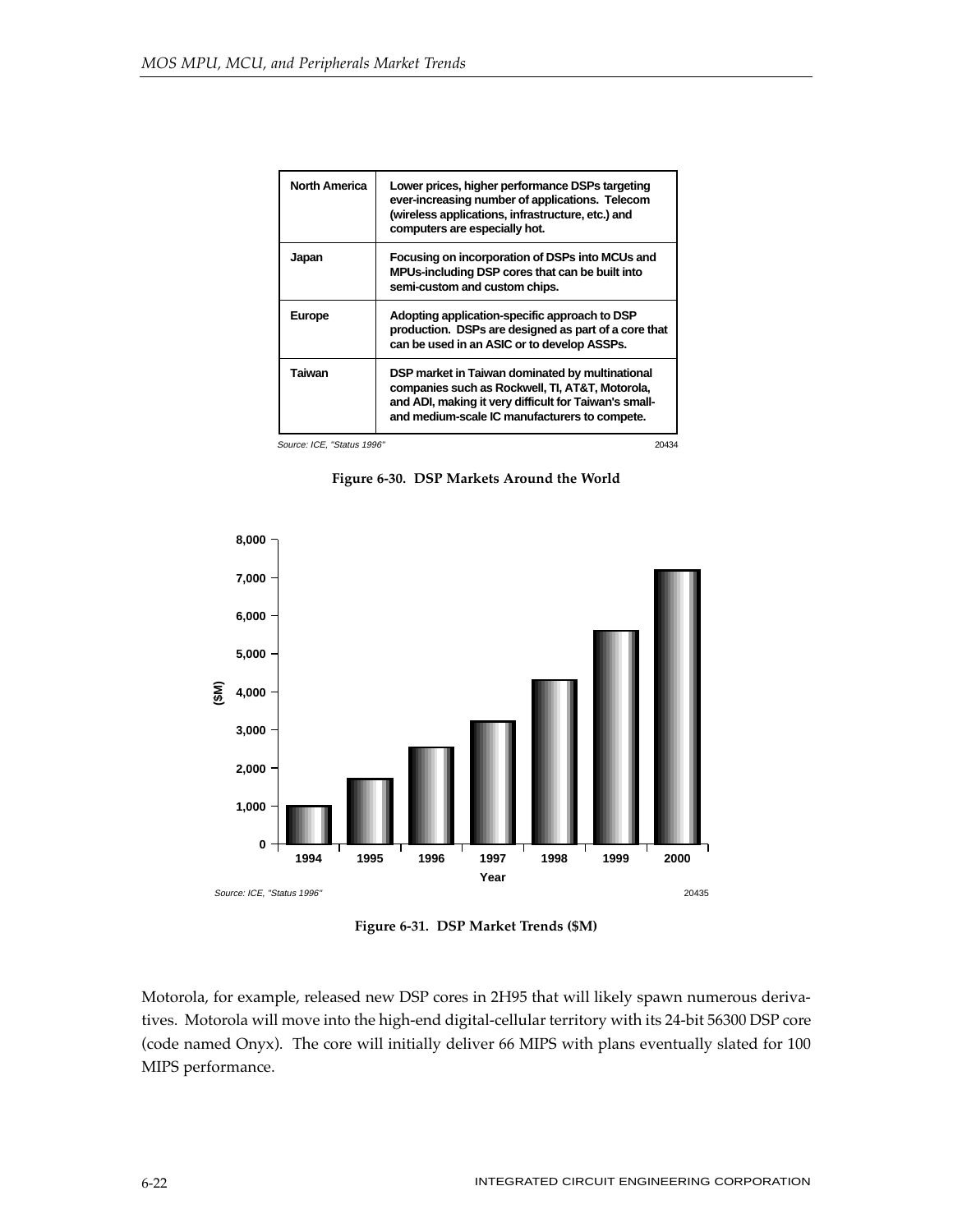| North America | Lower prices, higher performance DSPs targeting ever-increasing number of applications. Telecom (wireless applications, infrastructure, etc.) and computers are especially hot. |
|---|---|
| Japan | Focusing on incorporation of DSPs into MCUs and MPUs-including DSP cores that can be built into semi-custom and custom chips. |
| Europe | Adopting application-specific approach to DSP production. DSPs are designed as part of a core that can be used in an ASIC or to develop ASSPs. |
| Taiwan | DSP market in Taiwan dominated by multinational companies such as Rockwell, TI, AT&T, Motorola, and ADI, making it very difficult for Taiwan's small- and medium-scale IC manufacturers to compete. |

*Source: ICE, "Status 1996"* 20434

**Figure 6-30. DSP Markets Around the World**

*Source: ICE, "Status 1996"* 20435

**Figure 6-31. DSP Market Trends ($M)**

Motorola, for example, released new DSP cores in 2H95 that will likely spawn numerous derivatives. Motorola will move into the high-end digital-cellular territory with its 24-bit 56300 DSP core (code named Onyx). The core will initially deliver 66 MIPS with plans eventually slated for 100 MIPS performance.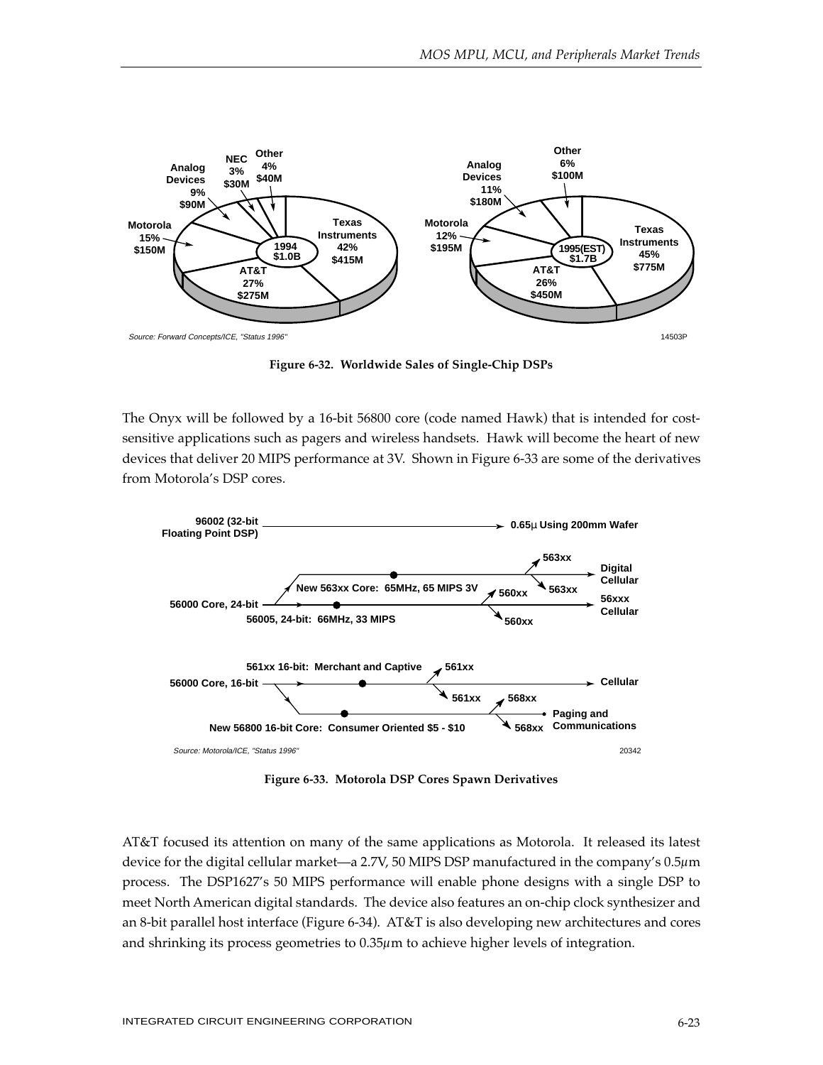Source: Forward Concepts/ICE, "Status 1996"

**Figure 6-32. Worldwide Sales of Single-Chip DSPs**

The Onyx will be followed by a 16-bit 56800 core (code named Hawk) that is intended for cost-sensitive applications such as pagers and wireless handsets. Hawk will become the heart of new devices that deliver 20 MIPS performance at 3V. Shown in Figure 6-33 are some of the derivatives from Motorola's DSP cores.

Source: Motorola/ICE, "Status 1996"

**Figure 6-33. Motorola DSP Cores Spawn Derivatives**

AT&T focused its attention on many of the same applications as Motorola. It released its latest device for the digital cellular market—a 2.7V, 50 MIPS DSP manufactured in the company's 0.5µm process. The DSP1627's 50 MIPS performance will enable phone designs with a single DSP to meet North American digital standards. The device also features an on-chip clock synthesizer and an 8-bit parallel host interface (Figure 6-34). AT&T is also developing new architectures and cores and shrinking its process geometries to 0.35µm to achieve higher levels of integration.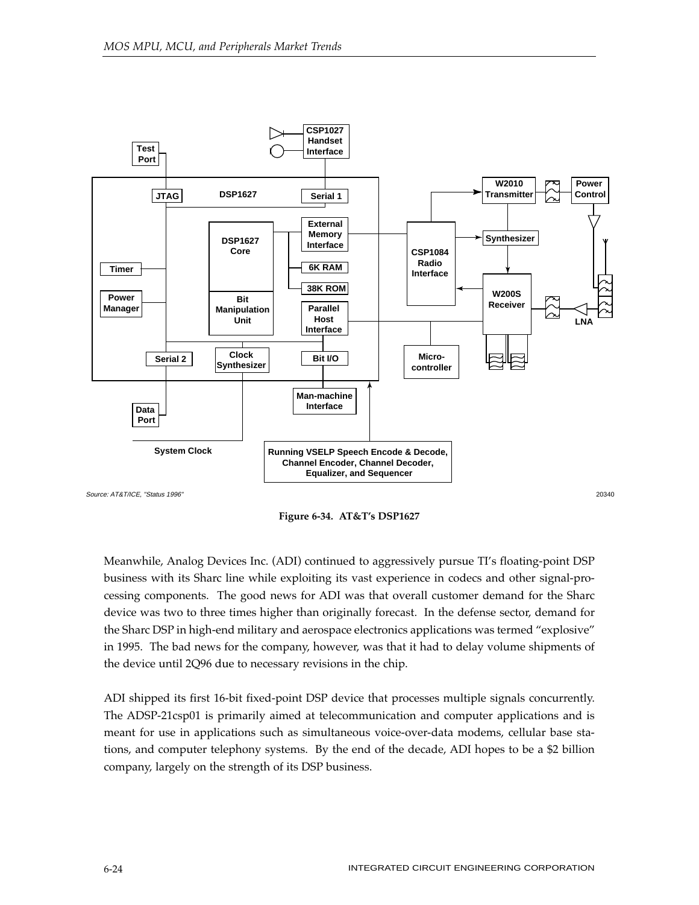Source: AT&T/ICE, "Status 1996"

**Figure 6-34. AT&T's DSP1627**

Meanwhile, Analog Devices Inc. (ADI) continued to aggressively pursue TI's floating-point DSP business with its Sharc line while exploiting its vast experience in codecs and other signal-processing components. The good news for ADI was that overall customer demand for the Sharc device was two to three times higher than originally forecast. In the defense sector, demand for the Sharc DSP in high-end military and aerospace electronics applications was termed "explosive" in 1995. The bad news for the company, however, was that it had to delay volume shipments of the device until 2Q96 due to necessary revisions in the chip.

ADI shipped its first 16-bit fixed-point DSP device that processes multiple signals concurrently. The ADSP-21csp01 is primarily aimed at telecommunication and computer applications and is meant for use in applications such as simultaneous voice-over-data modems, cellular base stations, and computer telephony systems. By the end of the decade, ADI hopes to be a $2 billion company, largely on the strength of its DSP business.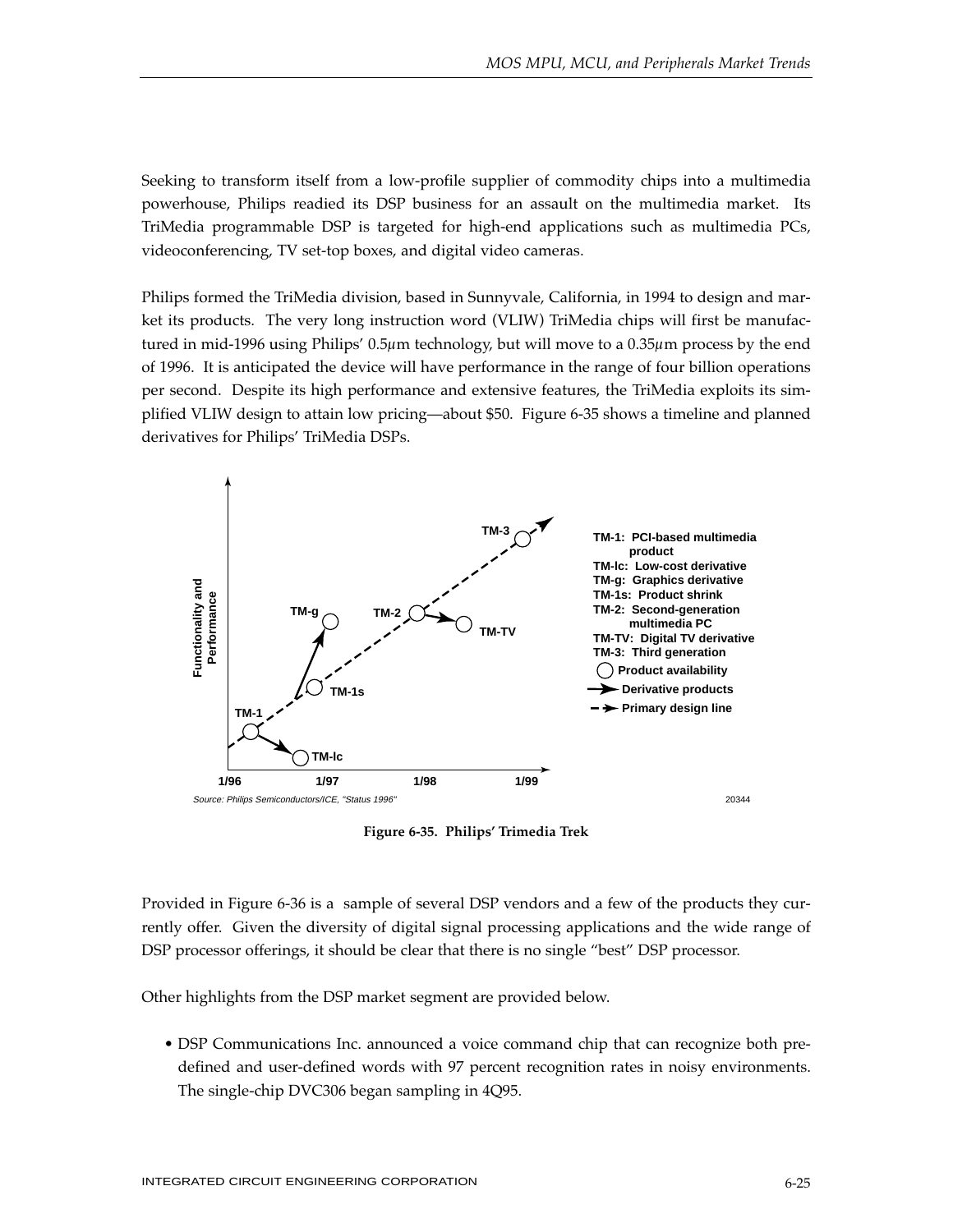Seeking to transform itself from a low-profile supplier of commodity chips into a multimedia powerhouse, Philips readied its DSP business for an assault on the multimedia market. Its TriMedia programmable DSP is targeted for high-end applications such as multimedia PCs, videoconferencing, TV set-top boxes, and digital video cameras.

Philips formed the TriMedia division, based in Sunnyvale, California, in 1994 to design and market its products. The very long instruction word (VLIW) TriMedia chips will first be manufactured in mid-1996 using Philips' 0.5µm technology, but will move to a 0.35µm process by the end of 1996. It is anticipated the device will have performance in the range of four billion operations per second. Despite its high performance and extensive features, the TriMedia exploits its simplified VLIW design to attain low pricing—about $50. Figure 6-35 shows a timeline and planned derivatives for Philips' TriMedia DSPs.

TM-1: PCI-based multimedia product
TM-lc: Low-cost derivative
TM-g: Graphics derivative
TM-1s: Product shrink
TM-2: Second-generation multimedia PC
TM-TV: Digital TV derivative
TM-3: Third generation

Source: Philips Semiconductors/ICE, "Status 1996"

**Figure 6-35. Philips' Trimedia Trek**

Provided in Figure 6-36 is a sample of several DSP vendors and a few of the products they currently offer. Given the diversity of digital signal processing applications and the wide range of DSP processor offerings, it should be clear that there is no single "best" DSP processor.

Other highlights from the DSP market segment are provided below.

- DSP Communications Inc. announced a voice command chip that can recognize both predefined and user-defined words with 97 percent recognition rates in noisy environments. The single-chip DVC306 began sampling in 4Q95.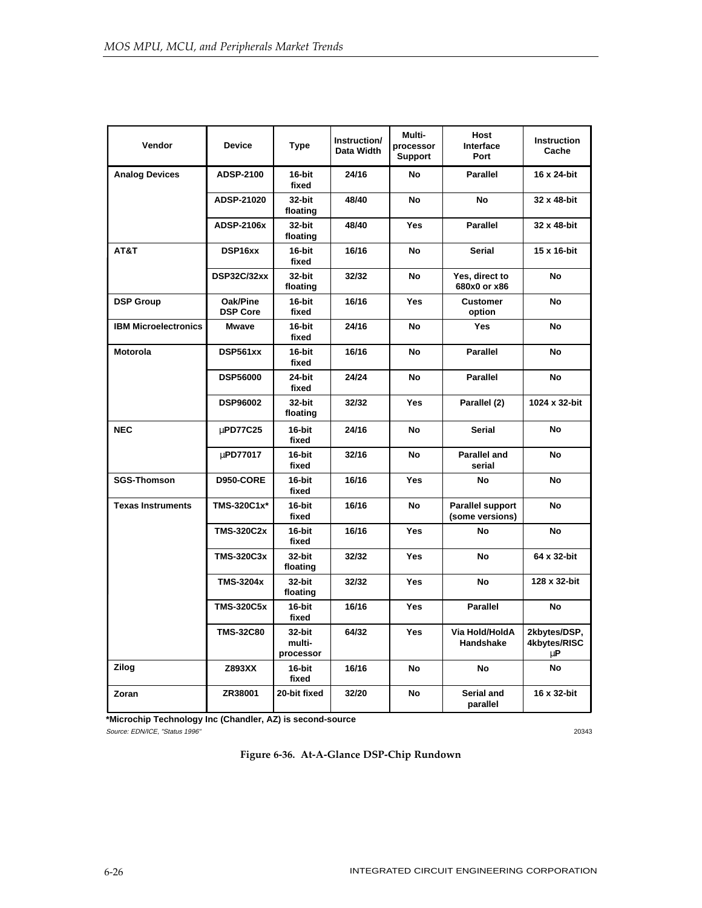| Vendor | Device | Type | Instruction/ Data Width | Multi-processor Support | Host Interface Port | Instruction Cache |
|---|---|---|---|---|---|---|
| Analog Devices | ADSP-2100 | 16-bit fixed | 24/16 | No | Parallel | 16 x 24-bit |
| | ADSP-21020 | 32-bit floating | 48/40 | No | No | 32 x 48-bit |
| | ADSP-2106x | 32-bit floating | 48/40 | Yes | Parallel | 32 x 48-bit |
| AT&T | DSP16xx | 16-bit fixed | 16/16 | No | Serial | 15 x 16-bit |
| | DSP32C/32xx | 32-bit floating | 32/32 | No | Yes, direct to 680x0 or x86 | No |
| DSP Group | Oak/Pine DSP Core | 16-bit fixed | 16/16 | Yes | Customer option | No |
| IBM Microelectronics | Mwave | 16-bit fixed | 24/16 | No | Yes | No |
| Motorola | DSP561xx | 16-bit fixed | 16/16 | No | Parallel | No |
| | DSP56000 | 24-bit fixed | 24/24 | No | Parallel | No |
| | DSP96002 | 32-bit floating | 32/32 | Yes | Parallel (2) | 1024 x 32-bit |
| NEC | µPD77C25 | 16-bit fixed | 24/16 | No | Serial | No |
| | µPD77017 | 16-bit fixed | 32/16 | No | Parallel and serial | No |
| SGS-Thomson | D950-CORE | 16-bit fixed | 16/16 | Yes | No | No |
| Texas Instruments | TMS-320C1x* | 16-bit fixed | 16/16 | No | Parallel support (some versions) | No |
| | TMS-320C2x | 16-bit fixed | 16/16 | Yes | No | No |
| | TMS-320C3x | 32-bit floating | 32/32 | Yes | No | 64 x 32-bit |
| | TMS-3204x | 32-bit floating | 32/32 | Yes | No | 128 x 32-bit |
| | TMS-320C5x | 16-bit fixed | 16/16 | Yes | Parallel | No |
| | TMS-32C80 | 32-bit multi-processor | 64/32 | Yes | Via Hold/HoldA Handshake | 2kbytes/DSP, 4kbytes/RISC µP |
| Zilog | Z893XX | 16-bit fixed | 16/16 | No | No | No |
| Zoran | ZR38001 | 20-bit fixed | 32/20 | No | Serial and parallel | 16 x 32-bit |

**\*Microchip Technology Inc (Chandler, AZ) is second-source**

*Source: EDN/ICE, "Status 1996"*

20343

**Figure 6-36. At-A-Glance DSP-Chip Rundown**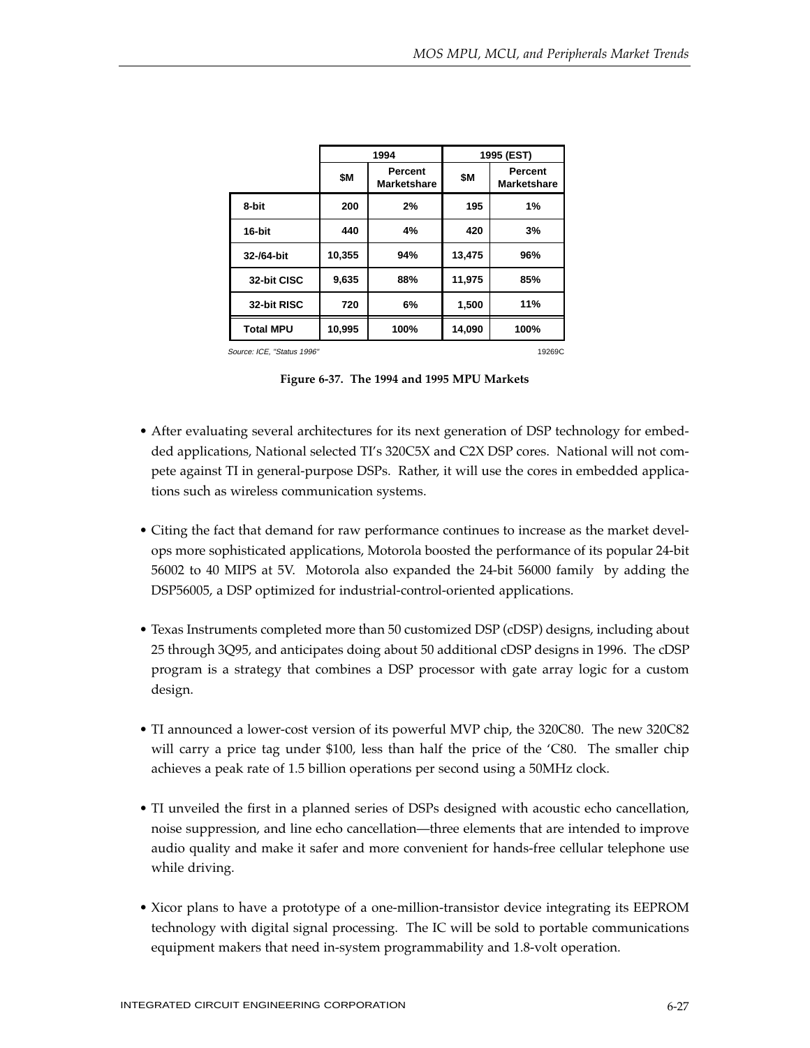| | 1994 | | 1995 (EST) | |
|---|---|---|---|---|
| | $M | Percent Marketshare | $M | Percent Marketshare |
| 8-bit | 200 | 2% | 195 | 1% |
| 16-bit | 440 | 4% | 420 | 3% |
| 32-/64-bit | 10,355 | 94% | 13,475 | 96% |
| 32-bit CISC | 9,635 | 88% | 11,975 | 85% |
| 32-bit RISC | 720 | 6% | 1,500 | 11% |
| Total MPU | 10,995 | 100% | 14,090 | 100% |

Source: ICE, "Status 1996" 19269C

**Figure 6-37. The 1994 and 1995 MPU Markets**

- After evaluating several architectures for its next generation of DSP technology for embedded applications, National selected TI's 320C5X and C2X DSP cores. National will not compete against TI in general-purpose DSPs. Rather, it will use the cores in embedded applications such as wireless communication systems.

- Citing the fact that demand for raw performance continues to increase as the market develops more sophisticated applications, Motorola boosted the performance of its popular 24-bit 56002 to 40 MIPS at 5V. Motorola also expanded the 24-bit 56000 family by adding the DSP56005, a DSP optimized for industrial-control-oriented applications.

- Texas Instruments completed more than 50 customized DSP (cDSP) designs, including about 25 through 3Q95, and anticipates doing about 50 additional cDSP designs in 1996. The cDSP program is a strategy that combines a DSP processor with gate array logic for a custom design.

- TI announced a lower-cost version of its powerful MVP chip, the 320C80. The new 320C82 will carry a price tag under $100, less than half the price of the 'C80. The smaller chip achieves a peak rate of 1.5 billion operations per second using a 50MHz clock.

- TI unveiled the first in a planned series of DSPs designed with acoustic echo cancellation, noise suppression, and line echo cancellation—three elements that are intended to improve audio quality and make it safer and more convenient for hands-free cellular telephone use while driving.

- Xicor plans to have a prototype of a one-million-transistor device integrating its EEPROM technology with digital signal processing. The IC will be sold to portable communications equipment makers that need in-system programmability and 1.8-volt operation.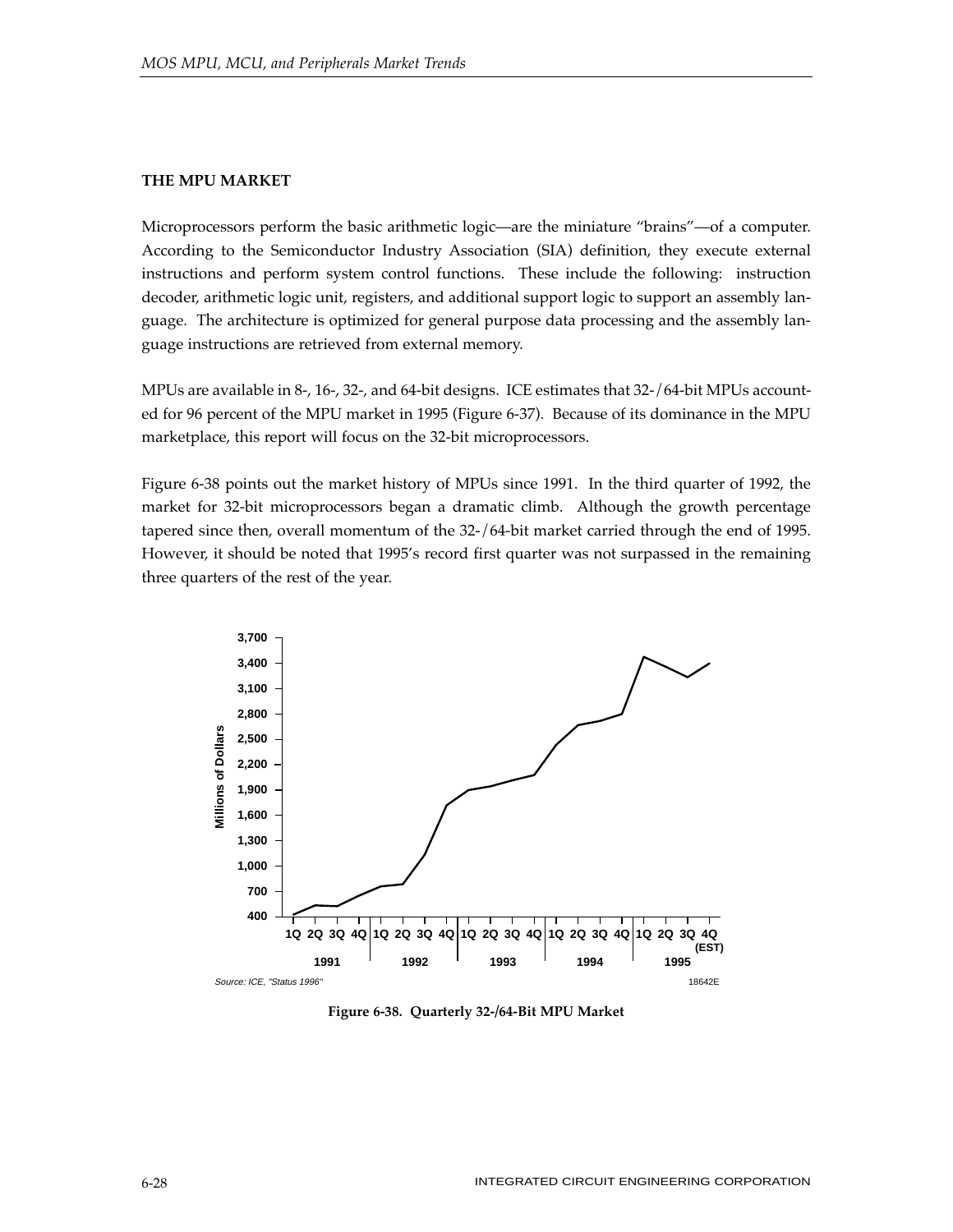## THE MPU MARKET

Microprocessors perform the basic arithmetic logic—are the miniature "brains"—of a computer. According to the Semiconductor Industry Association (SIA) definition, they execute external instructions and perform system control functions. These include the following: instruction decoder, arithmetic logic unit, registers, and additional support logic to support an assembly language. The architecture is optimized for general purpose data processing and the assembly language instructions are retrieved from external memory.

MPUs are available in 8-, 16-, 32-, and 64-bit designs. ICE estimates that 32-/64-bit MPUs accounted for 96 percent of the MPU market in 1995 (Figure 6-37). Because of its dominance in the MPU marketplace, this report will focus on the 32-bit microprocessors.

Figure 6-38 points out the market history of MPUs since 1991. In the third quarter of 1992, the market for 32-bit microprocessors began a dramatic climb. Although the growth percentage tapered since then, overall momentum of the 32-/64-bit market carried through the end of 1995. However, it should be noted that 1995's record first quarter was not surpassed in the remaining three quarters of the rest of the year.

Source: ICE, "Status 1996"

18642E

**Figure 6-38. Quarterly 32-/64-Bit MPU Market**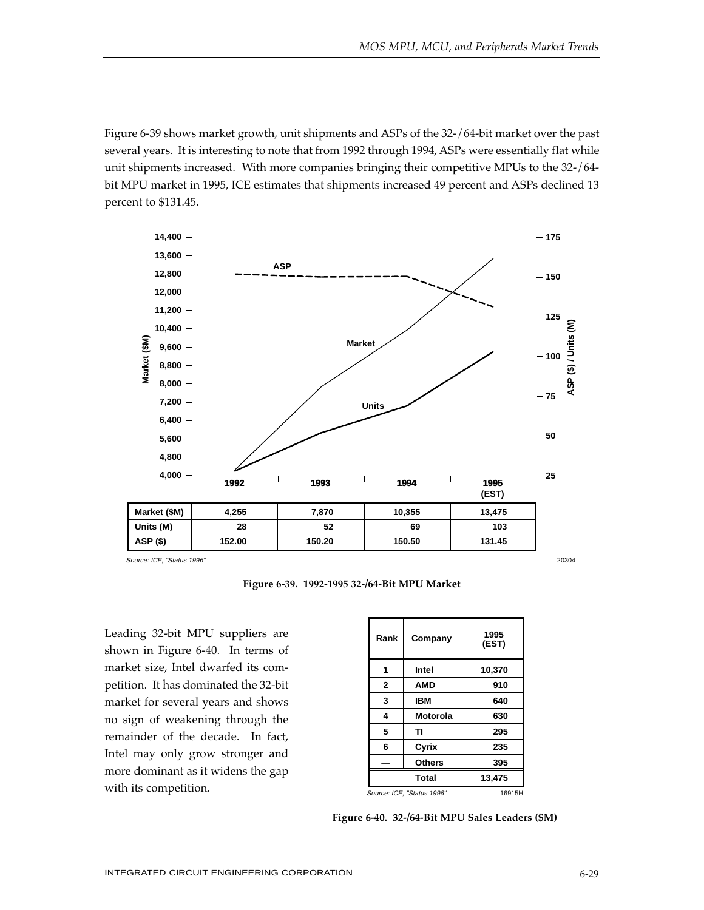Figure 6-39 shows market growth, unit shipments and ASPs of the 32-/64-bit market over the past several years. It is interesting to note that from 1992 through 1994, ASPs were essentially flat while unit shipments increased. With more companies bringing their competitive MPUs to the 32-/64-bit MPU market in 1995, ICE estimates that shipments increased 49 percent and ASPs declined 13 percent to $131.45.

| | 1992 | 1993 | 1994 | 1995 (EST) |
|---|---|---|---|---|
| Market ($M) | 4,255 | 7,870 | 10,355 | 13,475 |
| Units (M) | 28 | 52 | 69 | 103 |
| ASP ($) | 152.00 | 150.20 | 150.50 | 131.45 |

Source: ICE, "Status 1996"

20304

**Figure 6-39. 1992-1995 32-/64-Bit MPU Market**

Leading 32-bit MPU suppliers are shown in Figure 6-40. In terms of market size, Intel dwarfed its competition. It has dominated the 32-bit market for several years and shows no sign of weakening through the remainder of the decade. In fact, Intel may only grow stronger and more dominant as it widens the gap with its competition.

| Rank | Company | 1995 (EST) |
|---|---|---|
| 1 | Intel | 10,370 |
| 2 | AMD | 910 |
| 3 | IBM | 640 |
| 4 | Motorola | 630 |
| 5 | TI | 295 |
| 6 | Cyrix | 235 |
| — | Others | 395 |
| | Total | 13,475 |

Source: ICE, "Status 1996"

16915H

**Figure 6-40. 32-/64-Bit MPU Sales Leaders ($M)**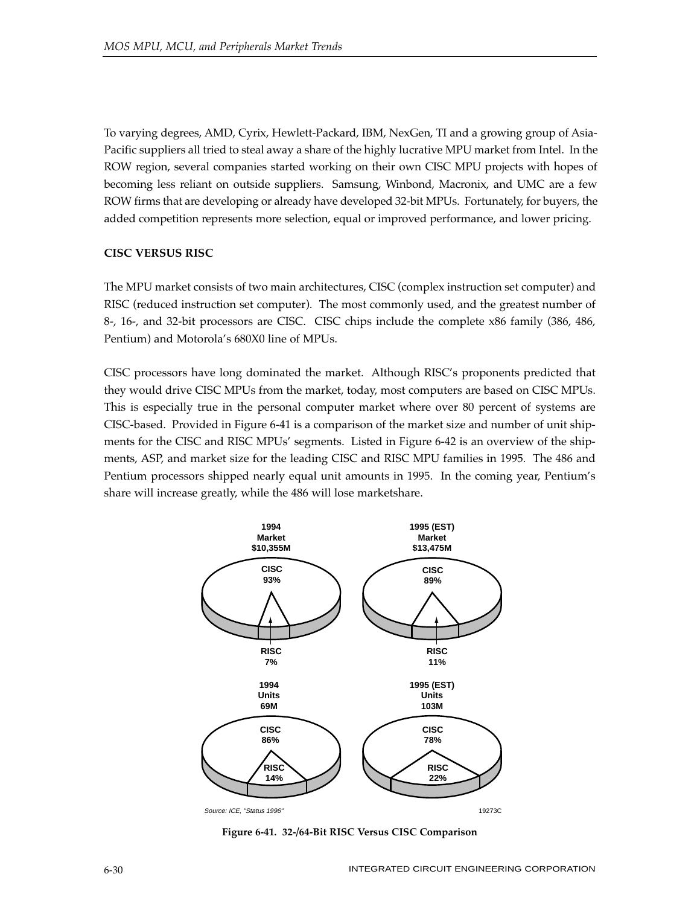To varying degrees, AMD, Cyrix, Hewlett-Packard, IBM, NexGen, TI and a growing group of Asia-Pacific suppliers all tried to steal away a share of the highly lucrative MPU market from Intel. In the ROW region, several companies started working on their own CISC MPU projects with hopes of becoming less reliant on outside suppliers. Samsung, Winbond, Macronix, and UMC are a few ROW firms that are developing or already have developed 32-bit MPUs. Fortunately, for buyers, the added competition represents more selection, equal or improved performance, and lower pricing.

**CISC VERSUS RISC**

The MPU market consists of two main architectures, CISC (complex instruction set computer) and RISC (reduced instruction set computer). The most commonly used, and the greatest number of 8-, 16-, and 32-bit processors are CISC. CISC chips include the complete x86 family (386, 486, Pentium) and Motorola's 680X0 line of MPUs.

CISC processors have long dominated the market. Although RISC's proponents predicted that they would drive CISC MPUs from the market, today, most computers are based on CISC MPUs. This is especially true in the personal computer market where over 80 percent of systems are CISC-based. Provided in Figure 6-41 is a comparison of the market size and number of unit shipments for the CISC and RISC MPUs' segments. Listed in Figure 6-42 is an overview of the shipments, ASP, and market size for the leading CISC and RISC MPU families in 1995. The 486 and Pentium processors shipped nearly equal unit amounts in 1995. In the coming year, Pentium's share will increase greatly, while the 486 will lose marketshare.

1994 Market $10,355M: CISC 93%, RISC 7%

1995 (EST) Market $13,475M: CISC 89%, RISC 11%

1994 Units 69M: CISC 86%, RISC 14%

1995 (EST) Units 103M: CISC 78%, RISC 22%

Source: ICE, "Status 1996"

19273C

**Figure 6-41. 32-/64-Bit RISC Versus CISC Comparison**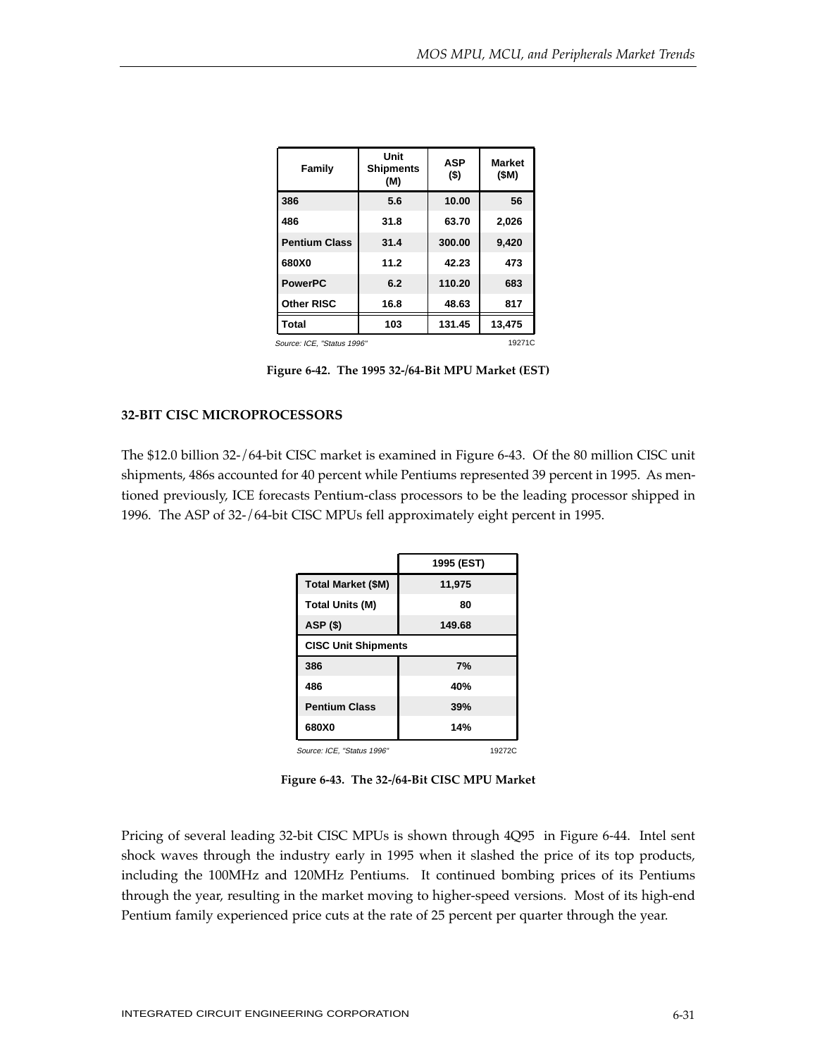| Family | Unit Shipments (M) | ASP ($) | Market ($M) |
|---|---|---|---|
| 386 | 5.6 | 10.00 | 56 |
| 486 | 31.8 | 63.70 | 2,026 |
| Pentium Class | 31.4 | 300.00 | 9,420 |
| 680X0 | 11.2 | 42.23 | 473 |
| PowerPC | 6.2 | 110.20 | 683 |
| Other RISC | 16.8 | 48.63 | 817 |
| Total | 103 | 131.45 | 13,475 |

Source: ICE, "Status 1996" 19271C

**Figure 6-42. The 1995 32-/64-Bit MPU Market (EST)**

## 32-BIT CISC MICROPROCESSORS

The $12.0 billion 32-/64-bit CISC market is examined in Figure 6-43. Of the 80 million CISC unit shipments, 486s accounted for 40 percent while Pentiums represented 39 percent in 1995. As mentioned previously, ICE forecasts Pentium-class processors to be the leading processor shipped in 1996. The ASP of 32-/64-bit CISC MPUs fell approximately eight percent in 1995.

| | 1995 (EST) |
|---|---|
| Total Market ($M) | 11,975 |
| Total Units (M) | 80 |
| ASP ($) | 149.68 |
| **CISC Unit Shipments** | |
| 386 | 7% |
| 486 | 40% |
| Pentium Class | 39% |
| 680X0 | 14% |

Source: ICE, "Status 1996" 19272C

**Figure 6-43. The 32-/64-Bit CISC MPU Market**

Pricing of several leading 32-bit CISC MPUs is shown through 4Q95 in Figure 6-44. Intel sent shock waves through the industry early in 1995 when it slashed the price of its top products, including the 100MHz and 120MHz Pentiums. It continued bombing prices of its Pentiums through the year, resulting in the market moving to higher-speed versions. Most of its high-end Pentium family experienced price cuts at the rate of 25 percent per quarter through the year.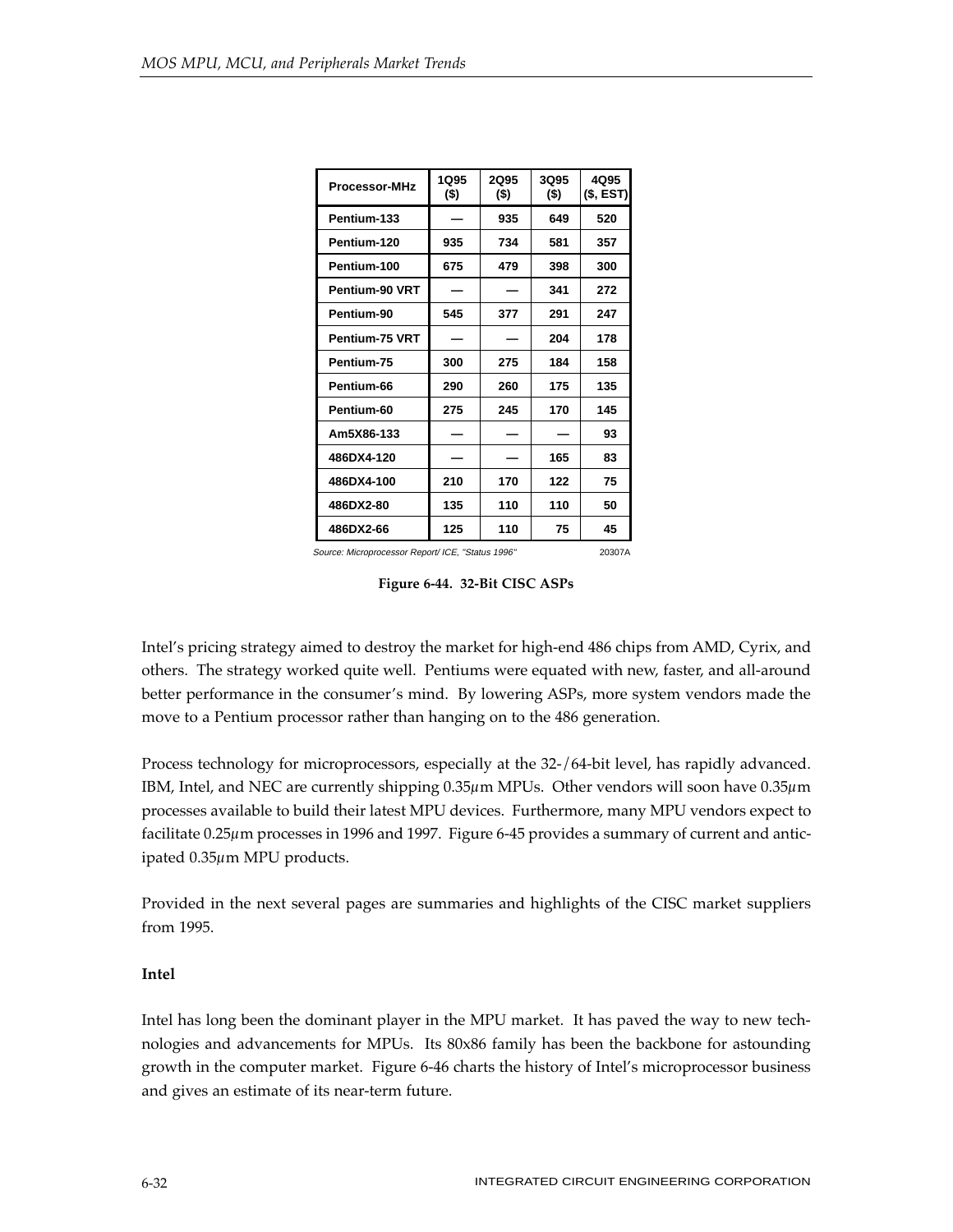| Processor-MHz | 1Q95 ($) | 2Q95 ($) | 3Q95 ($) | 4Q95 ($, EST) |
|---|---|---|---|---|
| Pentium-133 | — | 935 | 649 | 520 |
| Pentium-120 | 935 | 734 | 581 | 357 |
| Pentium-100 | 675 | 479 | 398 | 300 |
| Pentium-90 VRT | — | — | 341 | 272 |
| Pentium-90 | 545 | 377 | 291 | 247 |
| Pentium-75 VRT | — | — | 204 | 178 |
| Pentium-75 | 300 | 275 | 184 | 158 |
| Pentium-66 | 290 | 260 | 175 | 135 |
| Pentium-60 | 275 | 245 | 170 | 145 |
| Am5X86-133 | — | — | — | 93 |
| 486DX4-120 | — | — | 165 | 83 |
| 486DX4-100 | 210 | 170 | 122 | 75 |
| 486DX2-80 | 135 | 110 | 110 | 50 |
| 486DX2-66 | 125 | 110 | 75 | 45 |

*Source: Microprocessor Report/ ICE, "Status 1996"* 20307A

**Figure 6-44. 32-Bit CISC ASPs**

Intel's pricing strategy aimed to destroy the market for high-end 486 chips from AMD, Cyrix, and others. The strategy worked quite well. Pentiums were equated with new, faster, and all-around better performance in the consumer's mind. By lowering ASPs, more system vendors made the move to a Pentium processor rather than hanging on to the 486 generation.

Process technology for microprocessors, especially at the 32-/64-bit level, has rapidly advanced. IBM, Intel, and NEC are currently shipping 0.35µm MPUs. Other vendors will soon have 0.35µm processes available to build their latest MPU devices. Furthermore, many MPU vendors expect to facilitate 0.25µm processes in 1996 and 1997. Figure 6-45 provides a summary of current and anticipated 0.35µm MPU products.

Provided in the next several pages are summaries and highlights of the CISC market suppliers from 1995.

**Intel**

Intel has long been the dominant player in the MPU market. It has paved the way to new technologies and advancements for MPUs. Its 80x86 family has been the backbone for astounding growth in the computer market. Figure 6-46 charts the history of Intel's microprocessor business and gives an estimate of its near-term future.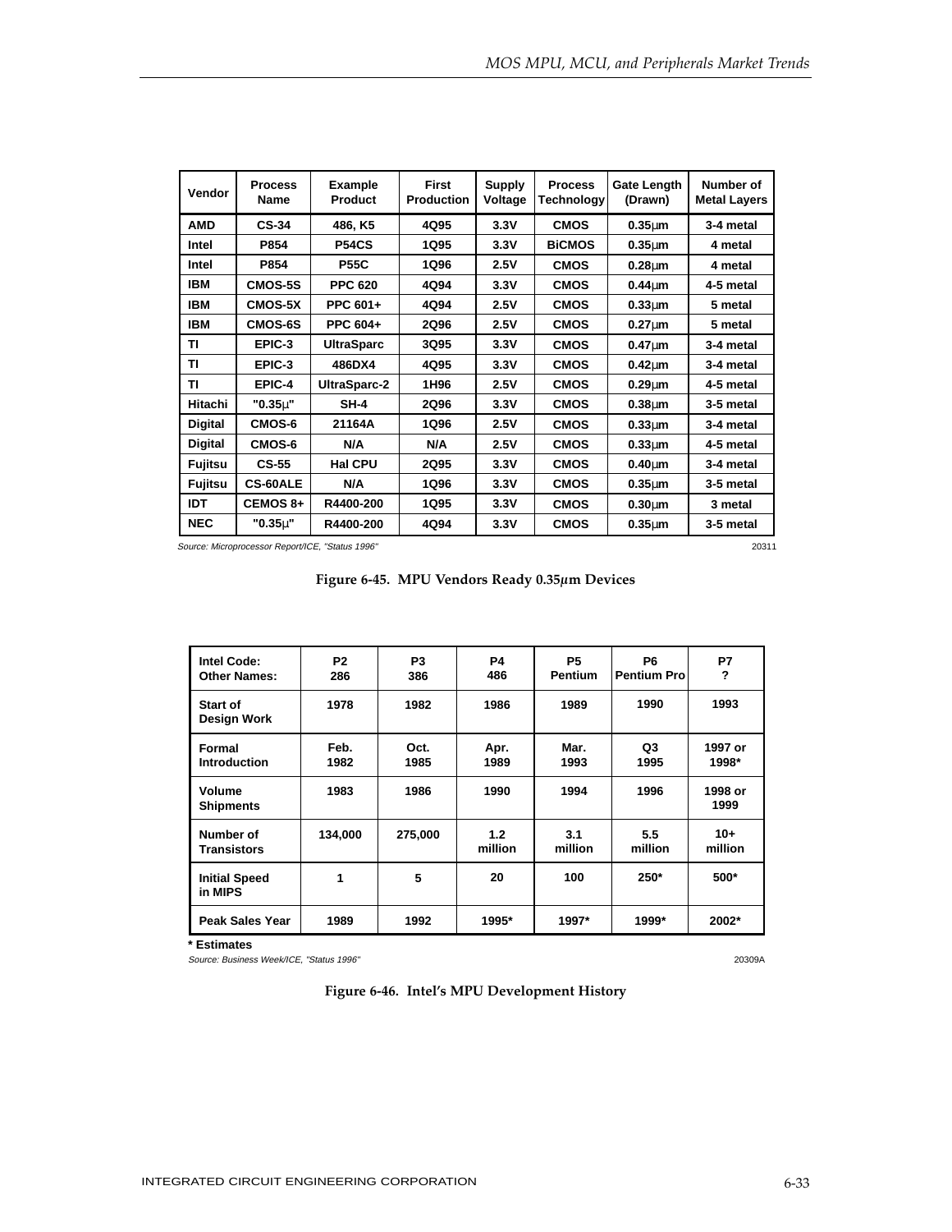| Vendor | Process Name | Example Product | First Production | Supply Voltage | Process Technology | Gate Length (Drawn) | Number of Metal Layers |
|---|---|---|---|---|---|---|---|
| AMD | CS-34 | 486, K5 | 4Q95 | 3.3V | CMOS | 0.35µm | 3-4 metal |
| Intel | P854 | P54CS | 1Q95 | 3.3V | BiCMOS | 0.35µm | 4 metal |
| Intel | P854 | P55C | 1Q96 | 2.5V | CMOS | 0.28µm | 4 metal |
| IBM | CMOS-5S | PPC 620 | 4Q94 | 3.3V | CMOS | 0.44µm | 4-5 metal |
| IBM | CMOS-5X | PPC 601+ | 4Q94 | 2.5V | CMOS | 0.33µm | 5 metal |
| IBM | CMOS-6S | PPC 604+ | 2Q96 | 2.5V | CMOS | 0.27µm | 5 metal |
| TI | EPIC-3 | UltraSparc | 3Q95 | 3.3V | CMOS | 0.47µm | 3-4 metal |
| TI | EPIC-3 | 486DX4 | 4Q95 | 3.3V | CMOS | 0.42µm | 3-4 metal |
| TI | EPIC-4 | UltraSparc-2 | 1H96 | 2.5V | CMOS | 0.29µm | 4-5 metal |
| Hitachi | "0.35µ" | SH-4 | 2Q96 | 3.3V | CMOS | 0.38µm | 3-5 metal |
| Digital | CMOS-6 | 21164A | 1Q96 | 2.5V | CMOS | 0.33µm | 3-4 metal |
| Digital | CMOS-6 | N/A | N/A | 2.5V | CMOS | 0.33µm | 4-5 metal |
| Fujitsu | CS-55 | Hal CPU | 2Q95 | 3.3V | CMOS | 0.40µm | 3-4 metal |
| Fujitsu | CS-60ALE | N/A | 1Q96 | 3.3V | CMOS | 0.35µm | 3-5 metal |
| IDT | CEMOS 8+ | R4400-200 | 1Q95 | 3.3V | CMOS | 0.30µm | 3 metal |
| NEC | "0.35µ" | R4400-200 | 4Q94 | 3.3V | CMOS | 0.35µm | 3-5 metal |

*Source: Microprocessor Report/ICE, "Status 1996"*

20311

**Figure 6-45. MPU Vendors Ready 0.35µm Devices**

| Intel Code: Other Names: | P2 286 | P3 386 | P4 486 | P5 Pentium | P6 Pentium Pro | P7 ? |
|---|---|---|---|---|---|---|
| Start of Design Work | 1978 | 1982 | 1986 | 1989 | 1990 | 1993 |
| Formal Introduction | Feb. 1982 | Oct. 1985 | Apr. 1989 | Mar. 1993 | Q3 1995 | 1997 or 1998* |
| Volume Shipments | 1983 | 1986 | 1990 | 1994 | 1996 | 1998 or 1999 |
| Number of Transistors | 134,000 | 275,000 | 1.2 million | 3.1 million | 5.5 million | 10+ million |
| Initial Speed in MIPS | 1 | 5 | 20 | 100 | 250* | 500* |
| Peak Sales Year | 1989 | 1992 | 1995* | 1997* | 1999* | 2002* |

**\* Estimates**

*Source: Business Week/ICE, "Status 1996"*

20309A

**Figure 6-46. Intel's MPU Development History**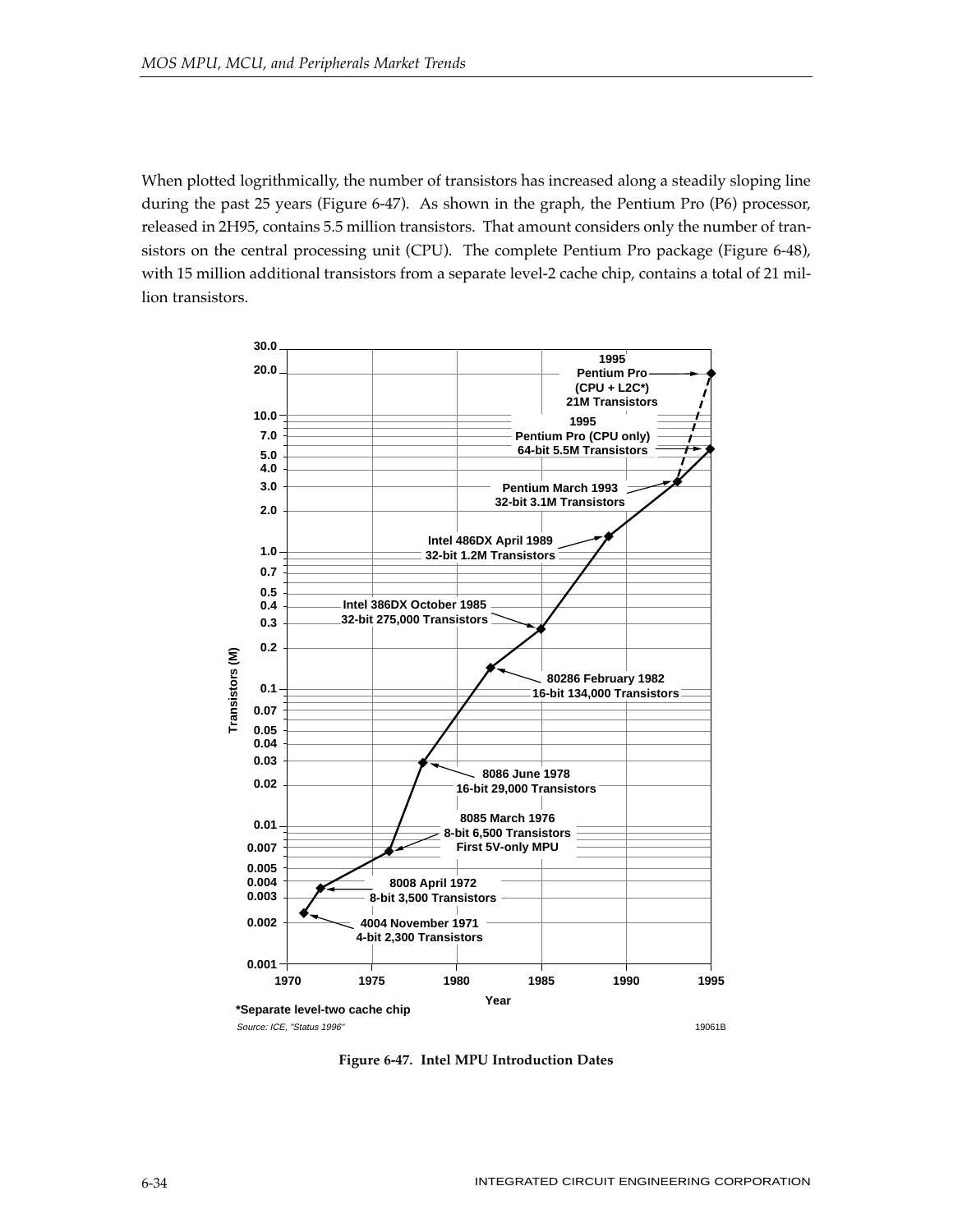When plotted logrithmically, the number of transistors has increased along a steadily sloping line during the past 25 years (Figure 6-47). As shown in the graph, the Pentium Pro (P6) processor, released in 2H95, contains 5.5 million transistors. That amount considers only the number of transistors on the central processing unit (CPU). The complete Pentium Pro package (Figure 6-48), with 15 million additional transistors from a separate level-2 cache chip, contains a total of 21 million transistors.

**Figure 6-47. Intel MPU Introduction Dates**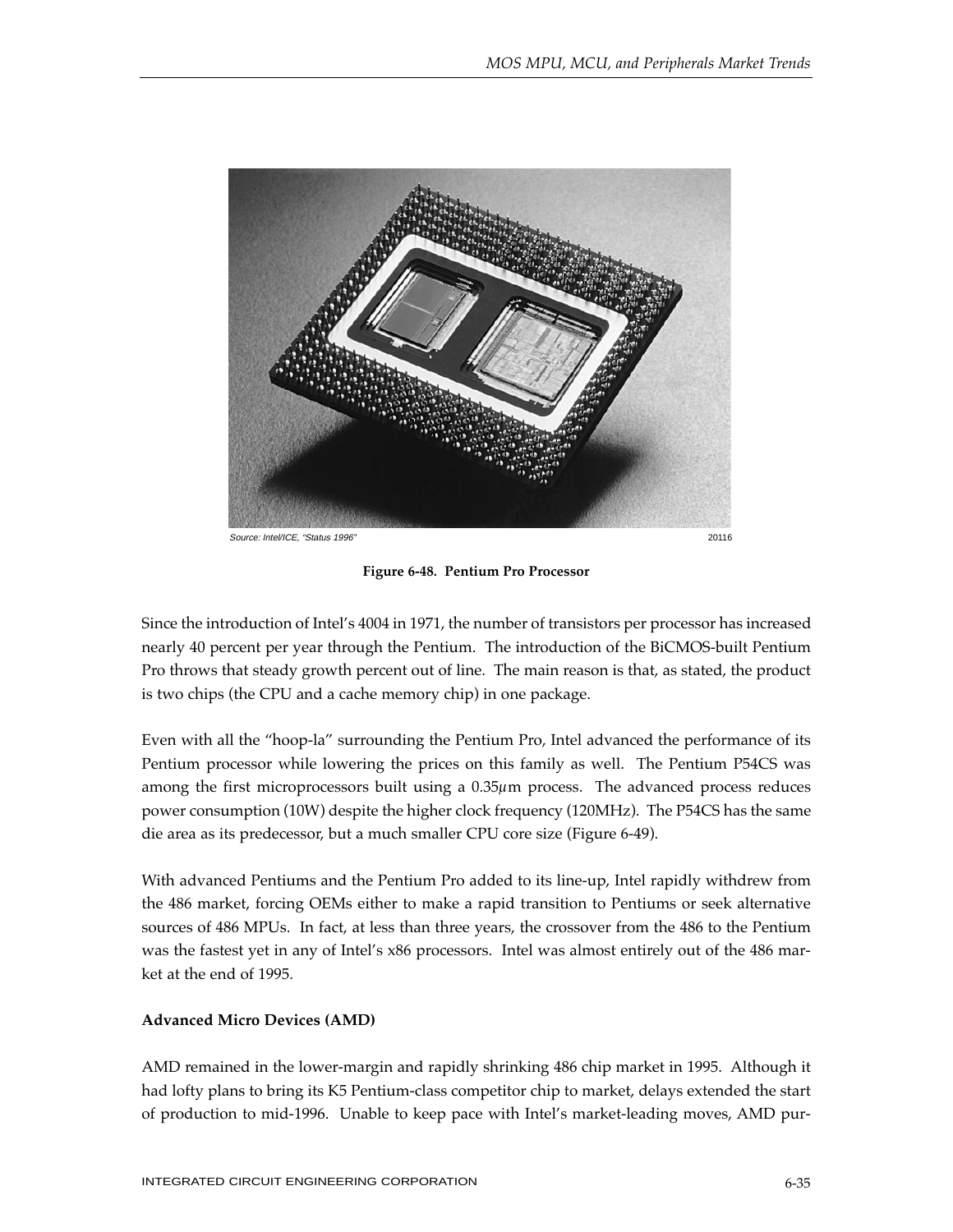Source: Intel/ICE, "Status 1996"

20116

**Figure 6-48. Pentium Pro Processor**

Since the introduction of Intel's 4004 in 1971, the number of transistors per processor has increased nearly 40 percent per year through the Pentium. The introduction of the BiCMOS-built Pentium Pro throws that steady growth percent out of line. The main reason is that, as stated, the product is two chips (the CPU and a cache memory chip) in one package.

Even with all the "hoop-la" surrounding the Pentium Pro, Intel advanced the performance of its Pentium processor while lowering the prices on this family as well. The Pentium P54CS was among the first microprocessors built using a 0.35µm process. The advanced process reduces power consumption (10W) despite the higher clock frequency (120MHz). The P54CS has the same die area as its predecessor, but a much smaller CPU core size (Figure 6-49).

With advanced Pentiums and the Pentium Pro added to its line-up, Intel rapidly withdrew from the 486 market, forcing OEMs either to make a rapid transition to Pentiums or seek alternative sources of 486 MPUs. In fact, at less than three years, the crossover from the 486 to the Pentium was the fastest yet in any of Intel's x86 processors. Intel was almost entirely out of the 486 market at the end of 1995.

**Advanced Micro Devices (AMD)**

AMD remained in the lower-margin and rapidly shrinking 486 chip market in 1995. Although it had lofty plans to bring its K5 Pentium-class competitor chip to market, delays extended the start of production to mid-1996. Unable to keep pace with Intel's market-leading moves, AMD pur-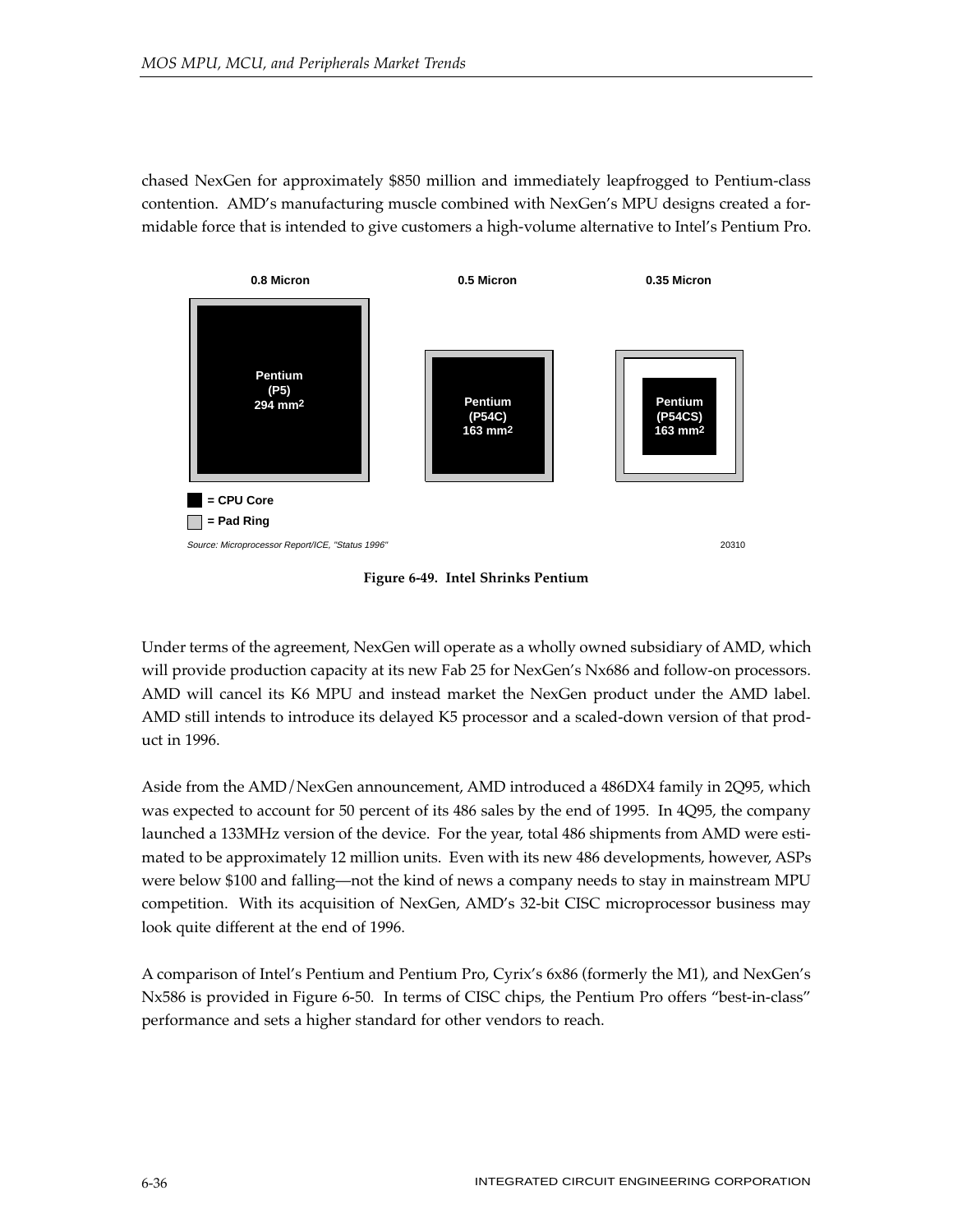chased NexGen for approximately $850 million and immediately leapfrogged to Pentium-class contention. AMD's manufacturing muscle combined with NexGen's MPU designs created a formidable force that is intended to give customers a high-volume alternative to Intel's Pentium Pro.

0.8 Micron | 0.5 Micron | 0.35 Micron

Pentium (P5) 294 mm2 | Pentium (P54C) 163 mm2 | Pentium (P54CS) 163 mm2

= CPU Core
= Pad Ring

Source: Microprocessor Report/ICE, "Status 1996" 20310

**Figure 6-49. Intel Shrinks Pentium**

Under terms of the agreement, NexGen will operate as a wholly owned subsidiary of AMD, which will provide production capacity at its new Fab 25 for NexGen's Nx686 and follow-on processors. AMD will cancel its K6 MPU and instead market the NexGen product under the AMD label. AMD still intends to introduce its delayed K5 processor and a scaled-down version of that product in 1996.

Aside from the AMD/NexGen announcement, AMD introduced a 486DX4 family in 2Q95, which was expected to account for 50 percent of its 486 sales by the end of 1995. In 4Q95, the company launched a 133MHz version of the device. For the year, total 486 shipments from AMD were estimated to be approximately 12 million units. Even with its new 486 developments, however, ASPs were below $100 and falling—not the kind of news a company needs to stay in mainstream MPU competition. With its acquisition of NexGen, AMD's 32-bit CISC microprocessor business may look quite different at the end of 1996.

A comparison of Intel's Pentium and Pentium Pro, Cyrix's 6x86 (formerly the M1), and NexGen's Nx586 is provided in Figure 6-50. In terms of CISC chips, the Pentium Pro offers "best-in-class" performance and sets a higher standard for other vendors to reach.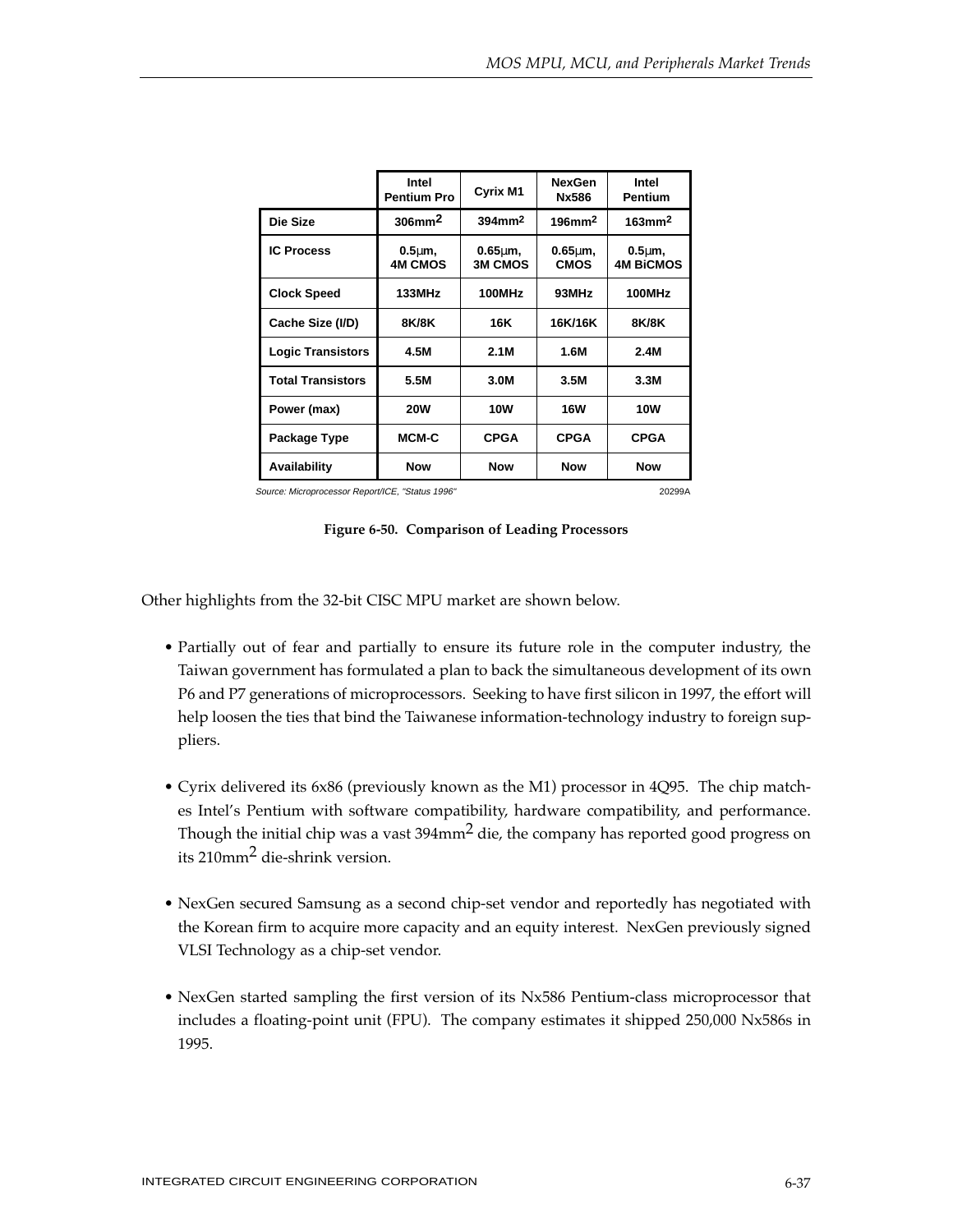| | Intel Pentium Pro | Cyrix M1 | NexGen Nx586 | Intel Pentium |
|---|---|---|---|---|
| **Die Size** | $306mm^2$ | $394mm^2$ | $196mm^2$ | $163mm^2$ |
| **IC Process** | 0.5µm, 4M CMOS | 0.65µm, 3M CMOS | 0.65µm, CMOS | 0.5µm, 4M BiCMOS |
| **Clock Speed** | 133MHz | 100MHz | 93MHz | 100MHz |
| **Cache Size (I/D)** | 8K/8K | 16K | 16K/16K | 8K/8K |
| **Logic Transistors** | 4.5M | 2.1M | 1.6M | 2.4M |
| **Total Transistors** | 5.5M | 3.0M | 3.5M | 3.3M |
| **Power (max)** | 20W | 10W | 16W | 10W |
| **Package Type** | MCM-C | CPGA | CPGA | CPGA |
| **Availability** | Now | Now | Now | Now |

*Source: Microprocessor Report/ICE, "Status 1996"*

20299A

**Figure 6-50. Comparison of Leading Processors**

Other highlights from the 32-bit CISC MPU market are shown below.

- Partially out of fear and partially to ensure its future role in the computer industry, the Taiwan government has formulated a plan to back the simultaneous development of its own P6 and P7 generations of microprocessors. Seeking to have first silicon in 1997, the effort will help loosen the ties that bind the Taiwanese information-technology industry to foreign suppliers.

- Cyrix delivered its 6x86 (previously known as the M1) processor in 4Q95. The chip matches Intel's Pentium with software compatibility, hardware compatibility, and performance. Though the initial chip was a vast $394mm^2$ die, the company has reported good progress on its $210mm^2$ die-shrink version.

- NexGen secured Samsung as a second chip-set vendor and reportedly has negotiated with the Korean firm to acquire more capacity and an equity interest. NexGen previously signed VLSI Technology as a chip-set vendor.

- NexGen started sampling the first version of its Nx586 Pentium-class microprocessor that includes a floating-point unit (FPU). The company estimates it shipped 250,000 Nx586s in 1995.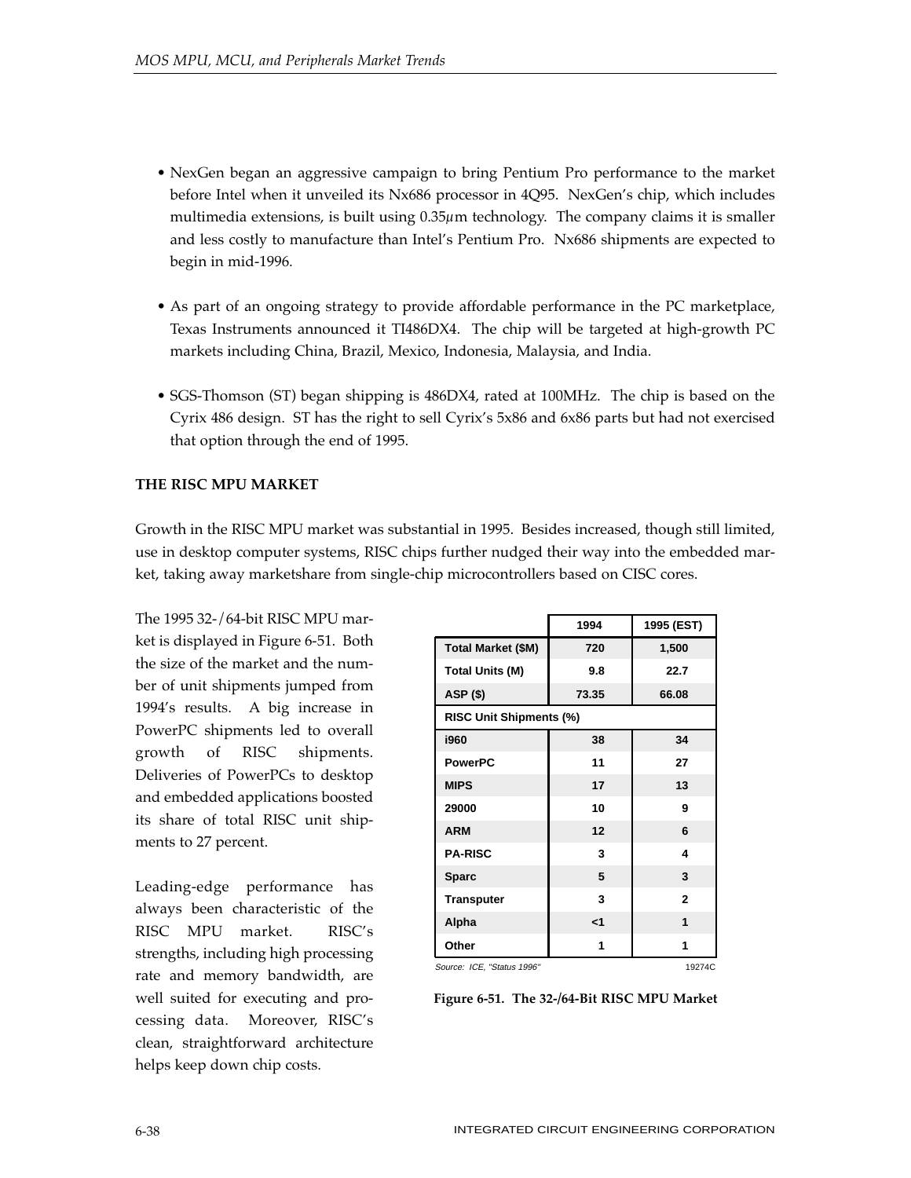- NexGen began an aggressive campaign to bring Pentium Pro performance to the market before Intel when it unveiled its Nx686 processor in 4Q95. NexGen's chip, which includes multimedia extensions, is built using 0.35µm technology. The company claims it is smaller and less costly to manufacture than Intel's Pentium Pro. Nx686 shipments are expected to begin in mid-1996.

- As part of an ongoing strategy to provide affordable performance in the PC marketplace, Texas Instruments announced it TI486DX4. The chip will be targeted at high-growth PC markets including China, Brazil, Mexico, Indonesia, Malaysia, and India.

- SGS-Thomson (ST) began shipping is 486DX4, rated at 100MHz. The chip is based on the Cyrix 486 design. ST has the right to sell Cyrix's 5x86 and 6x86 parts but had not exercised that option through the end of 1995.

**THE RISC MPU MARKET**

Growth in the RISC MPU market was substantial in 1995. Besides increased, though still limited, use in desktop computer systems, RISC chips further nudged their way into the embedded market, taking away marketshare from single-chip microcontrollers based on CISC cores.

The 1995 32-/64-bit RISC MPU market is displayed in Figure 6-51. Both the size of the market and the number of unit shipments jumped from 1994's results. A big increase in PowerPC shipments led to overall growth of RISC shipments. Deliveries of PowerPCs to desktop and embedded applications boosted its share of total RISC unit shipments to 27 percent.

|  | 1994 | 1995 (EST) |
|---|---|---|
| Total Market ($M) | 720 | 1,500 |
| Total Units (M) | 9.8 | 22.7 |
| ASP ($) | 73.35 | 66.08 |
| RISC Unit Shipments (%) | | |
| i960 | 38 | 34 |
| PowerPC | 11 | 27 |
| MIPS | 17 | 13 |
| 29000 | 10 | 9 |
| ARM | 12 | 6 |
| PA-RISC | 3 | 4 |
| Sparc | 5 | 3 |
| Transputer | 3 | 2 |
| Alpha | <1 | 1 |
| Other | 1 | 1 |

Source: ICE, "Status 1996" 19274C

**Figure 6-51. The 32-/64-Bit RISC MPU Market**

Leading-edge performance has always been characteristic of the RISC MPU market. RISC's strengths, including high processing rate and memory bandwidth, are well suited for executing and processing data. Moreover, RISC's clean, straightforward architecture helps keep down chip costs.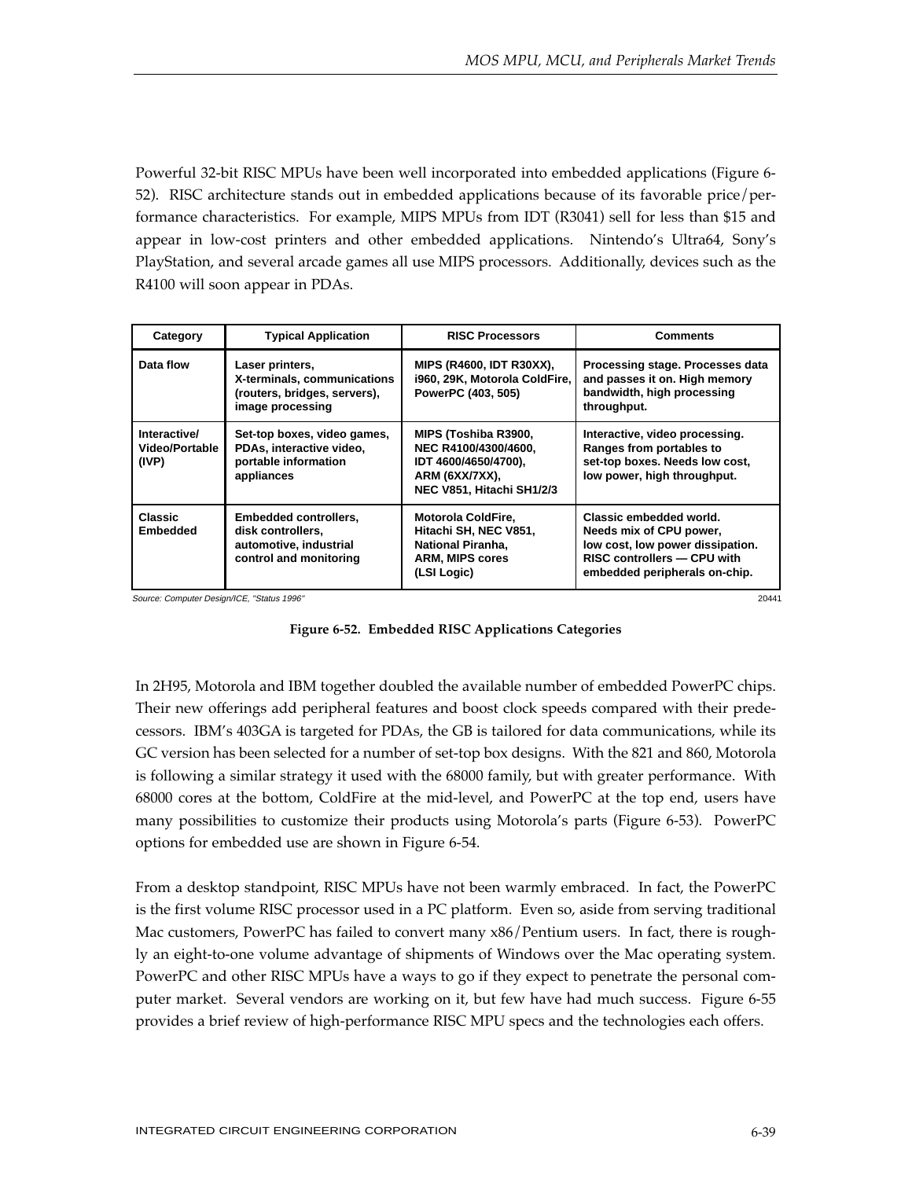Powerful 32-bit RISC MPUs have been well incorporated into embedded applications (Figure 6-52). RISC architecture stands out in embedded applications because of its favorable price/performance characteristics. For example, MIPS MPUs from IDT (R3041) sell for less than $15 and appear in low-cost printers and other embedded applications. Nintendo's Ultra64, Sony's PlayStation, and several arcade games all use MIPS processors. Additionally, devices such as the R4100 will soon appear in PDAs.

| Category | Typical Application | RISC Processors | Comments |
|---|---|---|---|
| Data flow | Laser printers, X-terminals, communications (routers, bridges, servers), image processing | MIPS (R4600, IDT R30XX), i960, 29K, Motorola ColdFire, PowerPC (403, 505) | Processing stage. Processes data and passes it on. High memory bandwidth, high processing throughput. |
| Interactive/ Video/Portable (IVP) | Set-top boxes, video games, PDAs, interactive video, portable information appliances | MIPS (Toshiba R3900, NEC R4100/4300/4600, IDT 4600/4650/4700), ARM (6XX/7XX), NEC V851, Hitachi SH1/2/3 | Interactive, video processing. Ranges from portables to set-top boxes. Needs low cost, low power, high throughput. |
| Classic Embedded | Embedded controllers, disk controllers, automotive, industrial control and monitoring | Motorola ColdFire, Hitachi SH, NEC V851, National Piranha, ARM, MIPS cores (LSI Logic) | Classic embedded world. Needs mix of CPU power, low cost, low power dissipation. RISC controllers — CPU with embedded peripherals on-chip. |

Source: Computer Design/ICE, "Status 1996"

20441

**Figure 6-52. Embedded RISC Applications Categories**

In 2H95, Motorola and IBM together doubled the available number of embedded PowerPC chips. Their new offerings add peripheral features and boost clock speeds compared with their predecessors. IBM's 403GA is targeted for PDAs, the GB is tailored for data communications, while its GC version has been selected for a number of set-top box designs. With the 821 and 860, Motorola is following a similar strategy it used with the 68000 family, but with greater performance. With 68000 cores at the bottom, ColdFire at the mid-level, and PowerPC at the top end, users have many possibilities to customize their products using Motorola's parts (Figure 6-53). PowerPC options for embedded use are shown in Figure 6-54.

From a desktop standpoint, RISC MPUs have not been warmly embraced. In fact, the PowerPC is the first volume RISC processor used in a PC platform. Even so, aside from serving traditional Mac customers, PowerPC has failed to convert many x86/Pentium users. In fact, there is roughly an eight-to-one volume advantage of shipments of Windows over the Mac operating system. PowerPC and other RISC MPUs have a ways to go if they expect to penetrate the personal computer market. Several vendors are working on it, but few have had much success. Figure 6-55 provides a brief review of high-performance RISC MPU specs and the technologies each offers.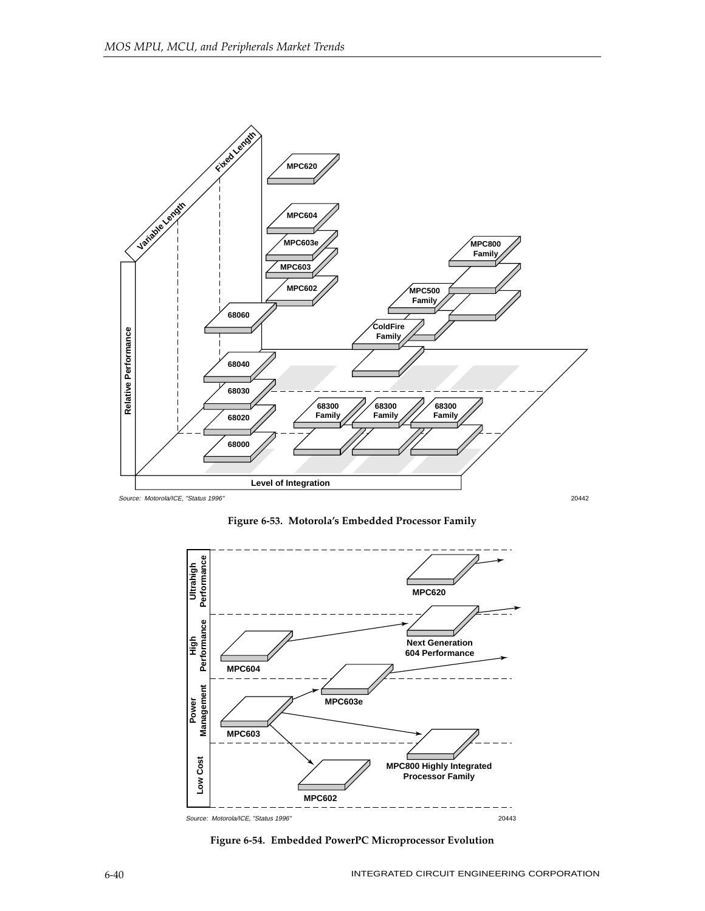Source: Motorola/ICE, "Status 1996"

20442

**Figure 6-53. Motorola's Embedded Processor Family**

Source: Motorola/ICE, "Status 1996"

20443

**Figure 6-54. Embedded PowerPC Microprocessor Evolution**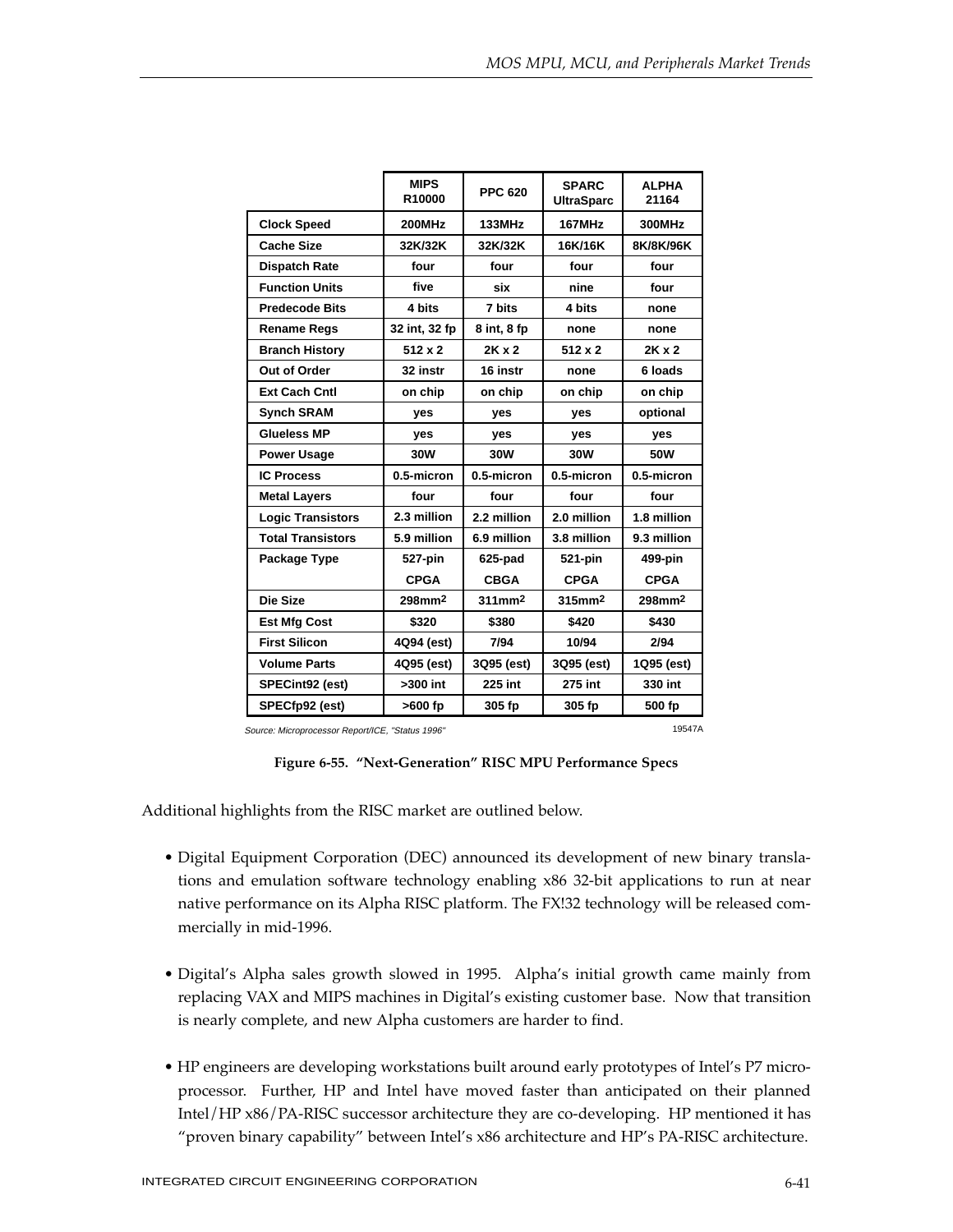| | MIPS R10000 | PPC 620 | SPARC UltraSparc | ALPHA 21164 |
|---|---|---|---|---|
| Clock Speed | 200MHz | 133MHz | 167MHz | 300MHz |
| Cache Size | 32K/32K | 32K/32K | 16K/16K | 8K/8K/96K |
| Dispatch Rate | four | four | four | four |
| Function Units | five | six | nine | four |
| Predecode Bits | 4 bits | 7 bits | 4 bits | none |
| Rename Regs | 32 int, 32 fp | 8 int, 8 fp | none | none |
| Branch History | 512 x 2 | 2K x 2 | 512 x 2 | 2K x 2 |
| Out of Order | 32 instr | 16 instr | none | 6 loads |
| Ext Cach Cntl | on chip | on chip | on chip | on chip |
| Synch SRAM | yes | yes | yes | optional |
| Glueless MP | yes | yes | yes | yes |
| Power Usage | 30W | 30W | 30W | 50W |
| IC Process | 0.5-micron | 0.5-micron | 0.5-micron | 0.5-micron |
| Metal Layers | four | four | four | four |
| Logic Transistors | 2.3 million | 2.2 million | 2.0 million | 1.8 million |
| Total Transistors | 5.9 million | 6.9 million | 3.8 million | 9.3 million |
| Package Type | 527-pin CPGA | 625-pad CBGA | 521-pin CPGA | 499-pin CPGA |
| Die Size | 298mm² | 311mm² | 315mm² | 298mm² |
| Est Mfg Cost | $320 | $380 | $420 | $430 |
| First Silicon | 4Q94 (est) | 7/94 | 10/94 | 2/94 |
| Volume Parts | 4Q95 (est) | 3Q95 (est) | 3Q95 (est) | 1Q95 (est) |
| SPECint92 (est) | >300 int | 225 int | 275 int | 330 int |
| SPECfp92 (est) | >600 fp | 305 fp | 305 fp | 500 fp |

*Source: Microprocessor Report/ICE, "Status 1996"* 19547A

**Figure 6-55. "Next-Generation" RISC MPU Performance Specs**

Additional highlights from the RISC market are outlined below.

- Digital Equipment Corporation (DEC) announced its development of new binary translations and emulation software technology enabling x86 32-bit applications to run at near native performance on its Alpha RISC platform. The FX!32 technology will be released commercially in mid-1996.

- Digital's Alpha sales growth slowed in 1995. Alpha's initial growth came mainly from replacing VAX and MIPS machines in Digital's existing customer base. Now that transition is nearly complete, and new Alpha customers are harder to find.

- HP engineers are developing workstations built around early prototypes of Intel's P7 microprocessor. Further, HP and Intel have moved faster than anticipated on their planned Intel/HP x86/PA-RISC successor architecture they are co-developing. HP mentioned it has "proven binary capability" between Intel's x86 architecture and HP's PA-RISC architecture.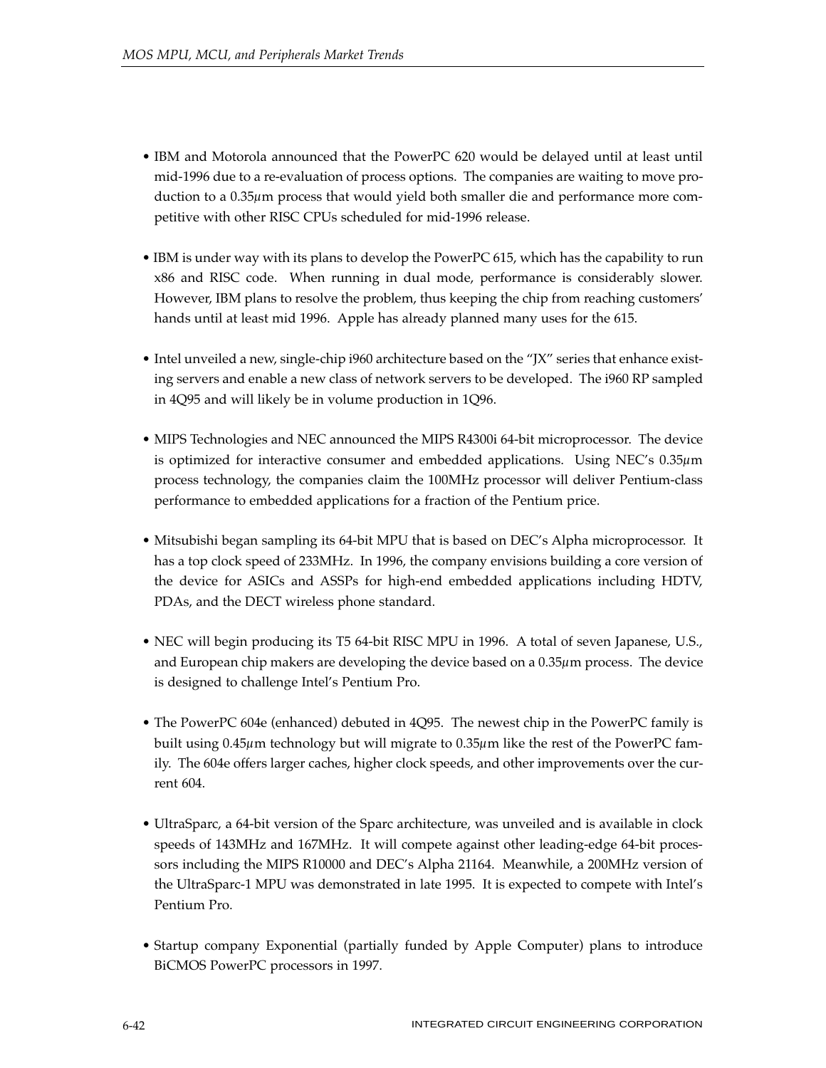- IBM and Motorola announced that the PowerPC 620 would be delayed until at least until mid-1996 due to a re-evaluation of process options. The companies are waiting to move production to a 0.35$\mu$m process that would yield both smaller die and performance more competitive with other RISC CPUs scheduled for mid-1996 release.

- IBM is under way with its plans to develop the PowerPC 615, which has the capability to run x86 and RISC code. When running in dual mode, performance is considerably slower. However, IBM plans to resolve the problem, thus keeping the chip from reaching customers' hands until at least mid 1996. Apple has already planned many uses for the 615.

- Intel unveiled a new, single-chip i960 architecture based on the "JX" series that enhance existing servers and enable a new class of network servers to be developed. The i960 RP sampled in 4Q95 and will likely be in volume production in 1Q96.

- MIPS Technologies and NEC announced the MIPS R4300i 64-bit microprocessor. The device is optimized for interactive consumer and embedded applications. Using NEC's 0.35$\mu$m process technology, the companies claim the 100MHz processor will deliver Pentium-class performance to embedded applications for a fraction of the Pentium price.

- Mitsubishi began sampling its 64-bit MPU that is based on DEC's Alpha microprocessor. It has a top clock speed of 233MHz. In 1996, the company envisions building a core version of the device for ASICs and ASSPs for high-end embedded applications including HDTV, PDAs, and the DECT wireless phone standard.

- NEC will begin producing its T5 64-bit RISC MPU in 1996. A total of seven Japanese, U.S., and European chip makers are developing the device based on a 0.35$\mu$m process. The device is designed to challenge Intel's Pentium Pro.

- The PowerPC 604e (enhanced) debuted in 4Q95. The newest chip in the PowerPC family is built using 0.45$\mu$m technology but will migrate to 0.35$\mu$m like the rest of the PowerPC family. The 604e offers larger caches, higher clock speeds, and other improvements over the current 604.

- UltraSparc, a 64-bit version of the Sparc architecture, was unveiled and is available in clock speeds of 143MHz and 167MHz. It will compete against other leading-edge 64-bit processors including the MIPS R10000 and DEC's Alpha 21164. Meanwhile, a 200MHz version of the UltraSparc-1 MPU was demonstrated in late 1995. It is expected to compete with Intel's Pentium Pro.

- Startup company Exponential (partially funded by Apple Computer) plans to introduce BiCMOS PowerPC processors in 1997.